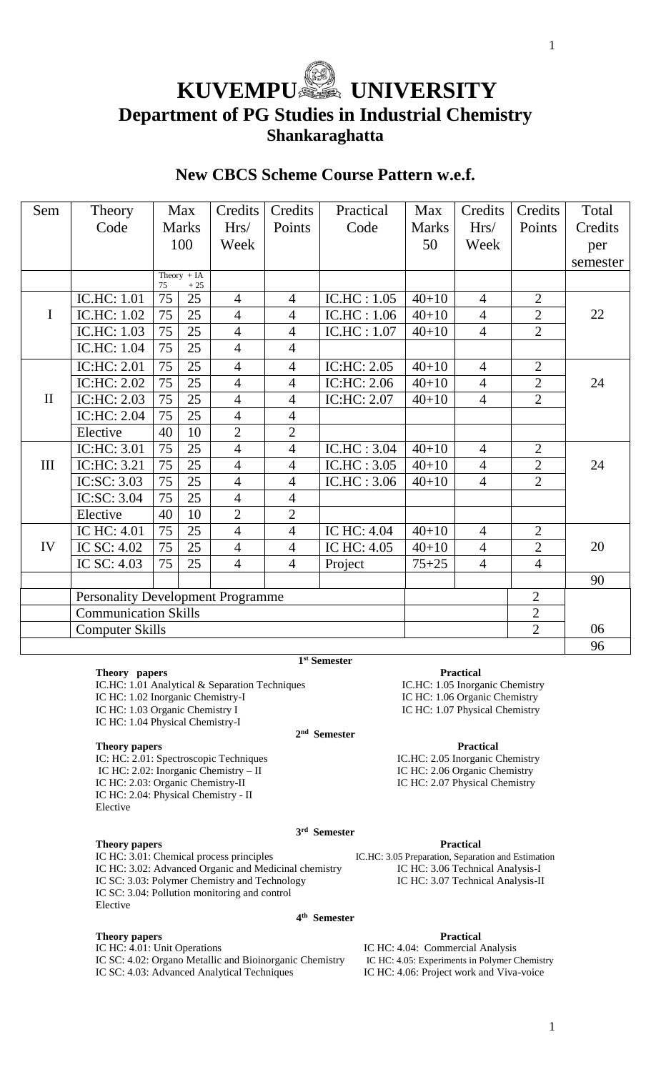# KUVEMPU UNIVERSITY

## Department of PG Studies in Industrial Chemistry

### Shankaraghatta

### New CBCS Scheme Course Pattern w.e.f.

| Sem | Theory Code | Max Marks 100 | | Credits Hrs/ Week | Credits Points | Practical Code | Max Marks 50 | Credits Hrs/ Week | Credits Points | Total Credits per semester |
|---|---|---|---|---|---|---|---|---|---|---|
| | | Theory 75 | + IA + 25 | | | | | | | |
| I | IC.HC: 1.01 | 75 | 25 | 4 | 4 | IC.HC : 1.05 | 40+10 | 4 | 2 | 22 |
| | IC.HC: 1.02 | 75 | 25 | 4 | 4 | IC.HC : 1.06 | 40+10 | 4 | 2 | |
| | IC.HC: 1.03 | 75 | 25 | 4 | 4 | IC.HC : 1.07 | 40+10 | 4 | 2 | |
| | IC.HC: 1.04 | 75 | 25 | 4 | 4 | | | | | |
| II | IC:HC: 2.01 | 75 | 25 | 4 | 4 | IC:HC: 2.05 | 40+10 | 4 | 2 | 24 |
| | IC:HC: 2.02 | 75 | 25 | 4 | 4 | IC:HC: 2.06 | 40+10 | 4 | 2 | |
| | IC:HC: 2.03 | 75 | 25 | 4 | 4 | IC:HC: 2.07 | 40+10 | 4 | 2 | |
| | IC:HC: 2.04 | 75 | 25 | 4 | 4 | | | | | |
| | Elective | 40 | 10 | 2 | 2 | | | | | |
| III | IC:HC: 3.01 | 75 | 25 | 4 | 4 | IC.HC : 3.04 | 40+10 | 4 | 2 | 24 |
| | IC:HC: 3.21 | 75 | 25 | 4 | 4 | IC.HC : 3.05 | 40+10 | 4 | 2 | |
| | IC:SC: 3.03 | 75 | 25 | 4 | 4 | IC.HC : 3.06 | 40+10 | 4 | 2 | |
| | IC:SC: 3.04 | 75 | 25 | 4 | 4 | | | | | |
| | Elective | 40 | 10 | 2 | 2 | | | | | |
| IV | IC HC: 4.01 | 75 | 25 | 4 | 4 | IC HC: 4.04 | 40+10 | 4 | 2 | 20 |
| | IC SC: 4.02 | 75 | 25 | 4 | 4 | IC HC: 4.05 | 40+10 | 4 | 2 | |
| | IC SC: 4.03 | 75 | 25 | 4 | 4 | Project | 75+25 | 4 | 4 | |
| | | | | | | | | | | 90 |
| | Personality Development Programme | | | | | | | | 2 | |
| | Communication Skills | | | | | | | | 2 | |
| | Computer Skills | | | | | | | | 2 | 06 |
| | | | | | | | | | | 96 |

**1st Semester**

**Theory papers**
IC.HC: 1.01 Analytical & Separation Techniques
IC HC: 1.02 Inorganic Chemistry-I
IC HC: 1.03 Organic Chemistry I
IC HC: 1.04 Physical Chemistry-I

**Practical**
IC.HC: 1.05 Inorganic Chemistry
IC HC: 1.06 Organic Chemistry
IC HC: 1.07 Physical Chemistry

**2nd Semester**

**Theory papers**
IC: HC: 2.01: Spectroscopic Techniques
IC HC: 2.02: Inorganic Chemistry – II
IC HC: 2.03: Organic Chemistry-II
IC HC: 2.04: Physical Chemistry - II
Elective

**Practical**
IC.HC: 2.05 Inorganic Chemistry
IC HC: 2.06 Organic Chemistry
IC HC: 2.07 Physical Chemistry

**3rd Semester**

**Theory papers**
IC HC: 3.01: Chemical process principles
IC HC: 3.02: Advanced Organic and Medicinal chemistry
IC SC: 3.03: Polymer Chemistry and Technology
IC SC: 3.04: Pollution monitoring and control
Elective

**Practical**
IC.HC: 3.05 Preparation, Separation and Estimation
IC HC: 3.06 Technical Analysis-I
IC HC: 3.07 Technical Analysis-II

**4th Semester**

**Theory papers**
IC HC: 4.01: Unit Operations
IC SC: 4.02: Organo Metallic and Bioinorganic Chemistry
IC SC: 4.03: Advanced Analytical Techniques

**Practical**
IC HC: 4.04: Commercial Analysis
IC HC: 4.05: Experiments in Polymer Chemistry
IC HC: 4.06: Project work and Viva-voice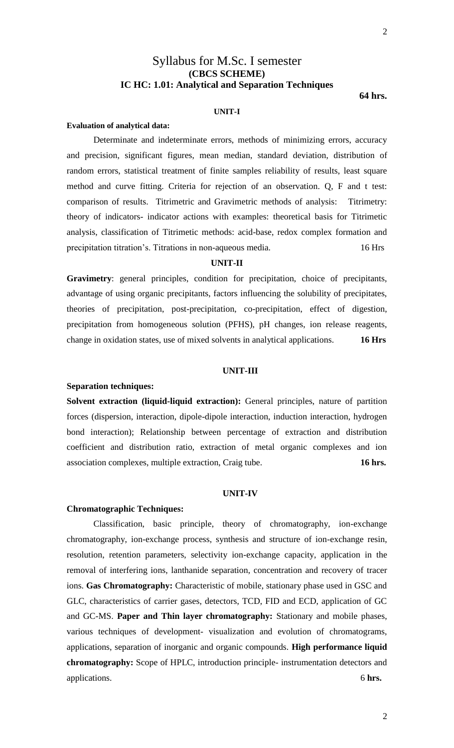# Syllabus for M.Sc. I semester

## (CBCS SCHEME)

## IC HC: 1.01: Analytical and Separation Techniques

**64 hrs.**

### UNIT-I

**Evaluation of analytical data:**

Determinate and indeterminate errors, methods of minimizing errors, accuracy and precision, significant figures, mean median, standard deviation, distribution of random errors, statistical treatment of finite samples reliability of results, least square method and curve fitting. Criteria for rejection of an observation. Q, F and t test: comparison of results. Titrimetric and Gravimetric methods of analysis: Titrimetry: theory of indicators- indicator actions with examples: theoretical basis for Titrimetic analysis, classification of Titrimetic methods: acid-base, redox complex formation and precipitation titration's. Titrations in non-aqueous media. 16 Hrs

### UNIT-II

**Gravimetry**: general principles, condition for precipitation, choice of precipitants, advantage of using organic precipitants, factors influencing the solubility of precipitates, theories of precipitation, post-precipitation, co-precipitation, effect of digestion, precipitation from homogeneous solution (PFHS), pH changes, ion release reagents, change in oxidation states, use of mixed solvents in analytical applications. **16 Hrs**

### UNIT-III

**Separation techniques:**

**Solvent extraction (liquid-liquid extraction):** General principles, nature of partition forces (dispersion, interaction, dipole-dipole interaction, induction interaction, hydrogen bond interaction); Relationship between percentage of extraction and distribution coefficient and distribution ratio, extraction of metal organic complexes and ion association complexes, multiple extraction, Craig tube. **16 hrs.**

### UNIT-IV

**Chromatographic Techniques:**

Classification, basic principle, theory of chromatography, ion-exchange chromatography, ion-exchange process, synthesis and structure of ion-exchange resin, resolution, retention parameters, selectivity ion-exchange capacity, application in the removal of interfering ions, lanthanide separation, concentration and recovery of tracer ions. **Gas Chromatography:** Characteristic of mobile, stationary phase used in GSC and GLC, characteristics of carrier gases, detectors, TCD, FID and ECD, application of GC and GC-MS. **Paper and Thin layer chromatography:** Stationary and mobile phases, various techniques of development- visualization and evolution of chromatograms, applications, separation of inorganic and organic compounds. **High performance liquid chromatography:** Scope of HPLC, introduction principle- instrumentation detectors and applications. 6 **hrs.**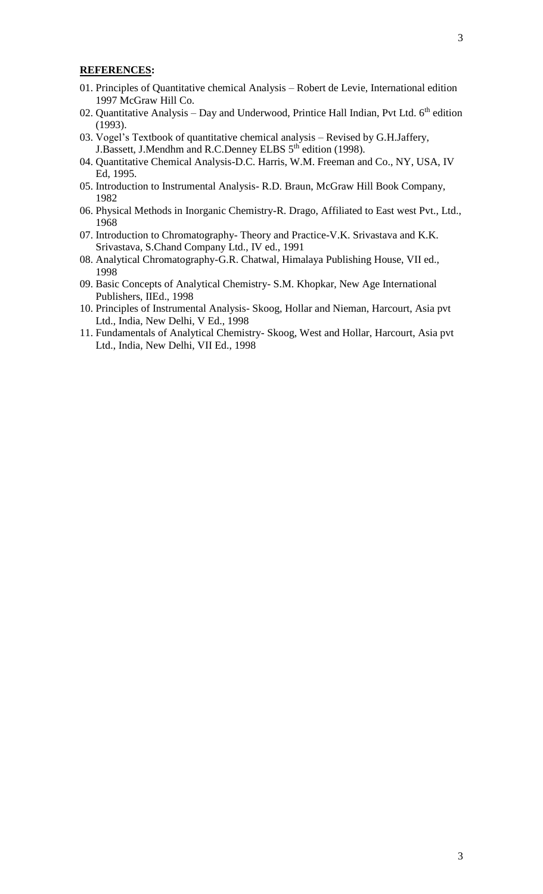**REFERENCES:**

01. Principles of Quantitative chemical Analysis – Robert de Levie, International edition 1997 McGraw Hill Co.
02. Quantitative Analysis – Day and Underwood, Printice Hall Indian, Pvt Ltd. 6th edition (1993).
03. Vogel's Textbook of quantitative chemical analysis – Revised by G.H.Jaffery, J.Bassett, J.Mendhm and R.C.Denney ELBS 5th edition (1998).
04. Quantitative Chemical Analysis-D.C. Harris, W.M. Freeman and Co., NY, USA, IV Ed, 1995.
05. Introduction to Instrumental Analysis- R.D. Braun, McGraw Hill Book Company, 1982
06. Physical Methods in Inorganic Chemistry-R. Drago, Affiliated to East west Pvt., Ltd., 1968
07. Introduction to Chromatography- Theory and Practice-V.K. Srivastava and K.K. Srivastava, S.Chand Company Ltd., IV ed., 1991
08. Analytical Chromatography-G.R. Chatwal, Himalaya Publishing House, VII ed., 1998
09. Basic Concepts of Analytical Chemistry- S.M. Khopkar, New Age International Publishers, IIEd., 1998
10. Principles of Instrumental Analysis- Skoog, Hollar and Nieman, Harcourt, Asia pvt Ltd., India, New Delhi, V Ed., 1998
11. Fundamentals of Analytical Chemistry- Skoog, West and Hollar, Harcourt, Asia pvt Ltd., India, New Delhi, VII Ed., 1998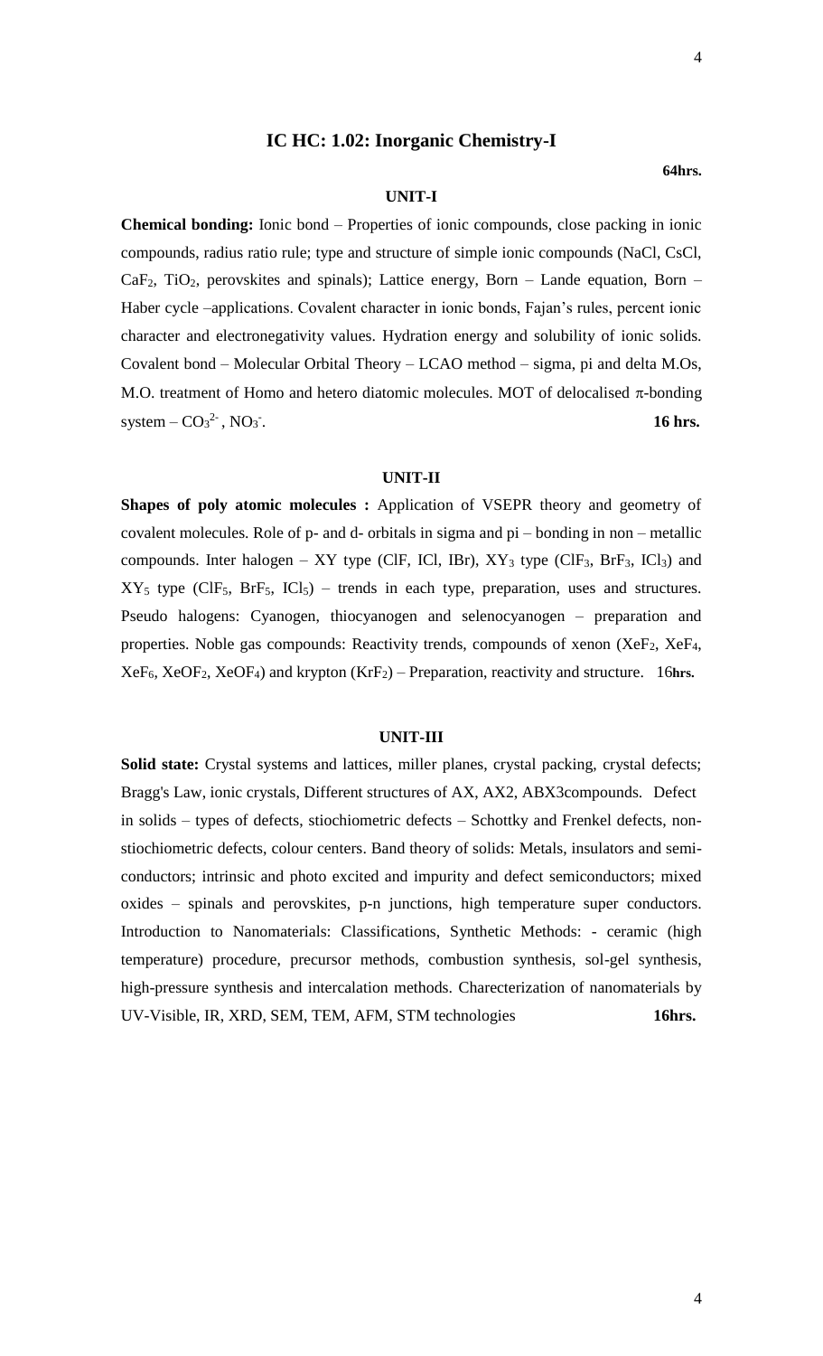## IC HC: 1.02: Inorganic Chemistry-I

**64hrs.**

### UNIT-I

**Chemical bonding:** Ionic bond – Properties of ionic compounds, close packing in ionic compounds, radius ratio rule; type and structure of simple ionic compounds (NaCl, CsCl, $CaF_2$, $TiO_2$, perovskites and spinals); Lattice energy, Born – Lande equation, Born – Haber cycle –applications. Covalent character in ionic bonds, Fajan's rules, percent ionic character and electronegativity values. Hydration energy and solubility of ionic solids. Covalent bond – Molecular Orbital Theory – LCAO method – sigma, pi and delta M.Os, M.O. treatment of Homo and hetero diatomic molecules. MOT of delocalised $\pi$-bonding system – $CO_3^{2-}$, $NO_3^-$. **16 hrs.**

### UNIT-II

**Shapes of poly atomic molecules :** Application of VSEPR theory and geometry of covalent molecules. Role of p- and d- orbitals in sigma and pi – bonding in non – metallic compounds. Inter halogen – XY type (ClF, ICl, IBr), $XY_3$ type ($ClF_3$, $BrF_3$, $ICl_3$) and $XY_5$ type ($ClF_5$, $BrF_5$, $ICl_5$) – trends in each type, preparation, uses and structures. Pseudo halogens: Cyanogen, thiocyanogen and selenocyanogen – preparation and properties. Noble gas compounds: Reactivity trends, compounds of xenon ($XeF_2$, $XeF_4$, $XeF_6$, $XeOF_2$, $XeOF_4$) and krypton ($KrF_2$) – Preparation, reactivity and structure. 16**hrs.**

### UNIT-III

**Solid state:** Crystal systems and lattices, miller planes, crystal packing, crystal defects; Bragg's Law, ionic crystals, Different structures of AX, AX2, ABX3compounds. Defect in solids – types of defects, stiochiometric defects – Schottky and Frenkel defects, non-stiochiometric defects, colour centers. Band theory of solids: Metals, insulators and semi-conductors; intrinsic and photo excited and impurity and defect semiconductors; mixed oxides – spinals and perovskites, p-n junctions, high temperature super conductors. Introduction to Nanomaterials: Classifications, Synthetic Methods: - ceramic (high temperature) procedure, precursor methods, combustion synthesis, sol-gel synthesis, high-pressure synthesis and intercalation methods. Charecterization of nanomaterials by UV-Visible, IR, XRD, SEM, TEM, AFM, STM technologies **16hrs.**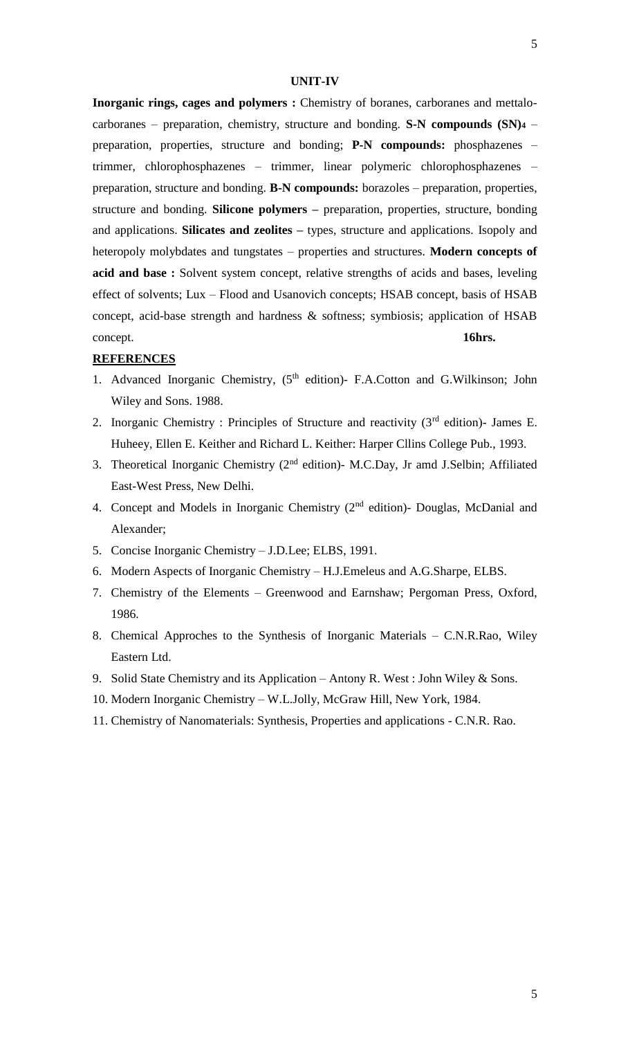## UNIT-IV

**Inorganic rings, cages and polymers :** Chemistry of boranes, carboranes and mettalo-carboranes – preparation, chemistry, structure and bonding. **S-N compounds $(SN)_4$** – preparation, properties, structure and bonding; **P-N compounds:** phosphazenes – trimmer, chlorophosphazenes – trimmer, linear polymeric chlorophosphazenes – preparation, structure and bonding. **B-N compounds:** borazoles – preparation, properties, structure and bonding. **Silicone polymers –** preparation, properties, structure, bonding and applications. **Silicates and zeolites –** types, structure and applications. Isopoly and heteropoly molybdates and tungstates – properties and structures. **Modern concepts of acid and base :** Solvent system concept, relative strengths of acids and bases, leveling effect of solvents; Lux – Flood and Usanovich concepts; HSAB concept, basis of HSAB concept, acid-base strength and hardness & softness; symbiosis; application of HSAB concept. **16hrs.**

**REFERENCES**

1. Advanced Inorganic Chemistry, (5th edition)- F.A.Cotton and G.Wilkinson; John Wiley and Sons. 1988.
2. Inorganic Chemistry : Principles of Structure and reactivity (3rd edition)- James E. Huheey, Ellen E. Keither and Richard L. Keither: Harper Cllins College Pub., 1993.
3. Theoretical Inorganic Chemistry (2nd edition)- M.C.Day, Jr amd J.Selbin; Affiliated East-West Press, New Delhi.
4. Concept and Models in Inorganic Chemistry (2nd edition)- Douglas, McDanial and Alexander;
5. Concise Inorganic Chemistry – J.D.Lee; ELBS, 1991.
6. Modern Aspects of Inorganic Chemistry – H.J.Emeleus and A.G.Sharpe, ELBS.
7. Chemistry of the Elements – Greenwood and Earnshaw; Pergoman Press, Oxford, 1986.
8. Chemical Approches to the Synthesis of Inorganic Materials – C.N.R.Rao, Wiley Eastern Ltd.
9. Solid State Chemistry and its Application – Antony R. West : John Wiley & Sons.
10. Modern Inorganic Chemistry – W.L.Jolly, McGraw Hill, New York, 1984.
11. Chemistry of Nanomaterials: Synthesis, Properties and applications - C.N.R. Rao.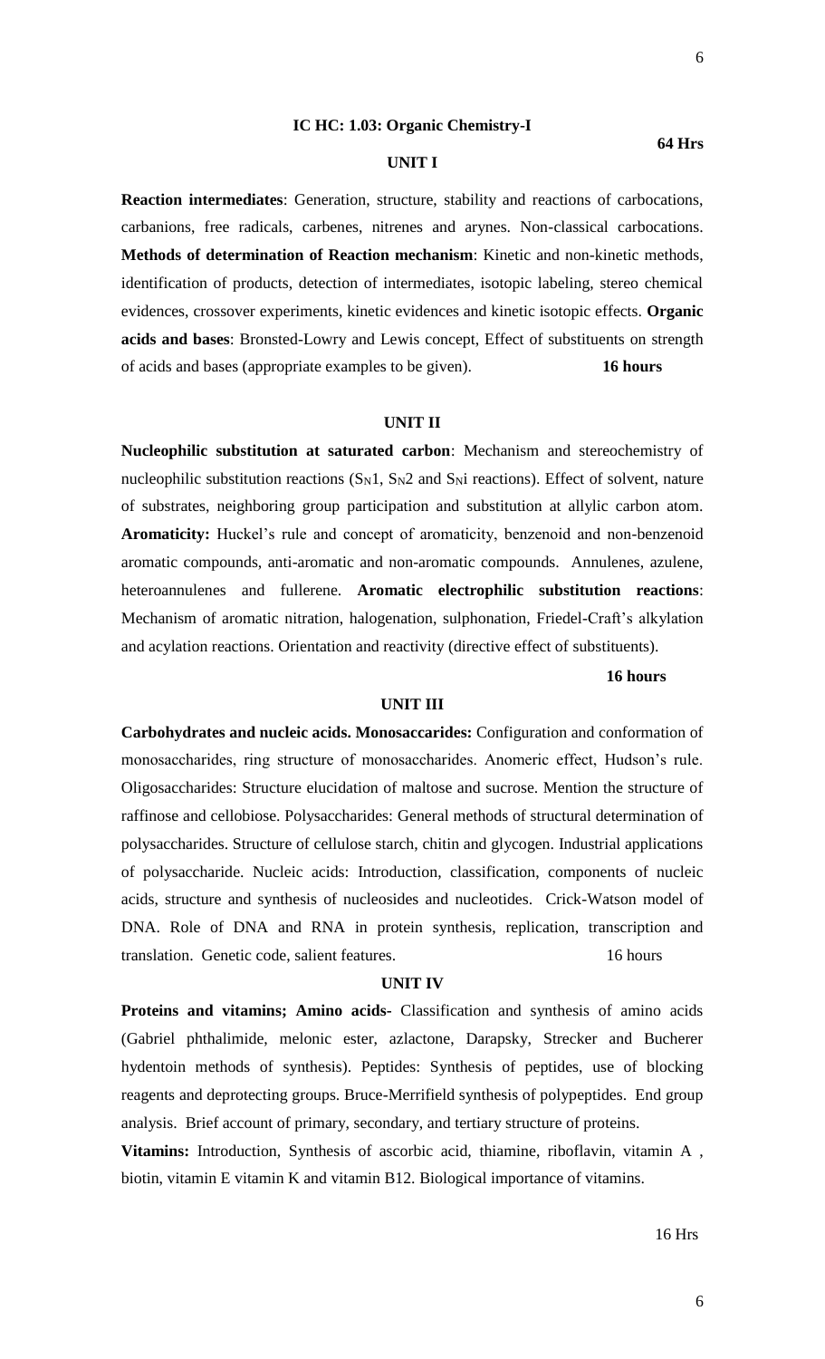## IC HC: 1.03: Organic Chemistry-I

**64 Hrs**

### UNIT I

**Reaction intermediates**: Generation, structure, stability and reactions of carbocations, carbanions, free radicals, carbenes, nitrenes and arynes. Non-classical carbocations. **Methods of determination of Reaction mechanism**: Kinetic and non-kinetic methods, identification of products, detection of intermediates, isotopic labeling, stereo chemical evidences, crossover experiments, kinetic evidences and kinetic isotopic effects. **Organic acids and bases**: Bronsted-Lowry and Lewis concept, Effect of substituents on strength of acids and bases (appropriate examples to be given). **16 hours**

### UNIT II

**Nucleophilic substitution at saturated carbon**: Mechanism and stereochemistry of nucleophilic substitution reactions ($S_N1$, $S_N2$ and $S_Ni$ reactions). Effect of solvent, nature of substrates, neighboring group participation and substitution at allylic carbon atom. **Aromaticity:** Huckel's rule and concept of aromaticity, benzenoid and non-benzenoid aromatic compounds, anti-aromatic and non-aromatic compounds. Annulenes, azulene, heteroannulenes and fullerene. **Aromatic electrophilic substitution reactions**: Mechanism of aromatic nitration, halogenation, sulphonation, Friedel-Craft's alkylation and acylation reactions. Orientation and reactivity (directive effect of substituents).

**16 hours**

### UNIT III

**Carbohydrates and nucleic acids. Monosaccharides:** Configuration and conformation of monosaccharides, ring structure of monosaccharides. Anomeric effect, Hudson's rule. Oligosaccharides: Structure elucidation of maltose and sucrose. Mention the structure of raffinose and cellobiose. Polysaccharides: General methods of structural determination of polysaccharides. Structure of cellulose starch, chitin and glycogen. Industrial applications of polysaccharide. Nucleic acids: Introduction, classification, components of nucleic acids, structure and synthesis of nucleosides and nucleotides. Crick-Watson model of DNA. Role of DNA and RNA in protein synthesis, replication, transcription and translation. Genetic code, salient features. 16 hours

### UNIT IV

**Proteins and vitamins; Amino acids-** Classification and synthesis of amino acids (Gabriel phthalimide, melonic ester, azlactone, Darapsky, Strecker and Bucherer hydentoin methods of synthesis). Peptides: Synthesis of peptides, use of blocking reagents and deprotecting groups. Bruce-Merrifield synthesis of polypeptides. End group analysis. Brief account of primary, secondary, and tertiary structure of proteins.

**Vitamins:** Introduction, Synthesis of ascorbic acid, thiamine, riboflavin, vitamin A , biotin, vitamin E vitamin K and vitamin B12. Biological importance of vitamins.

16 Hrs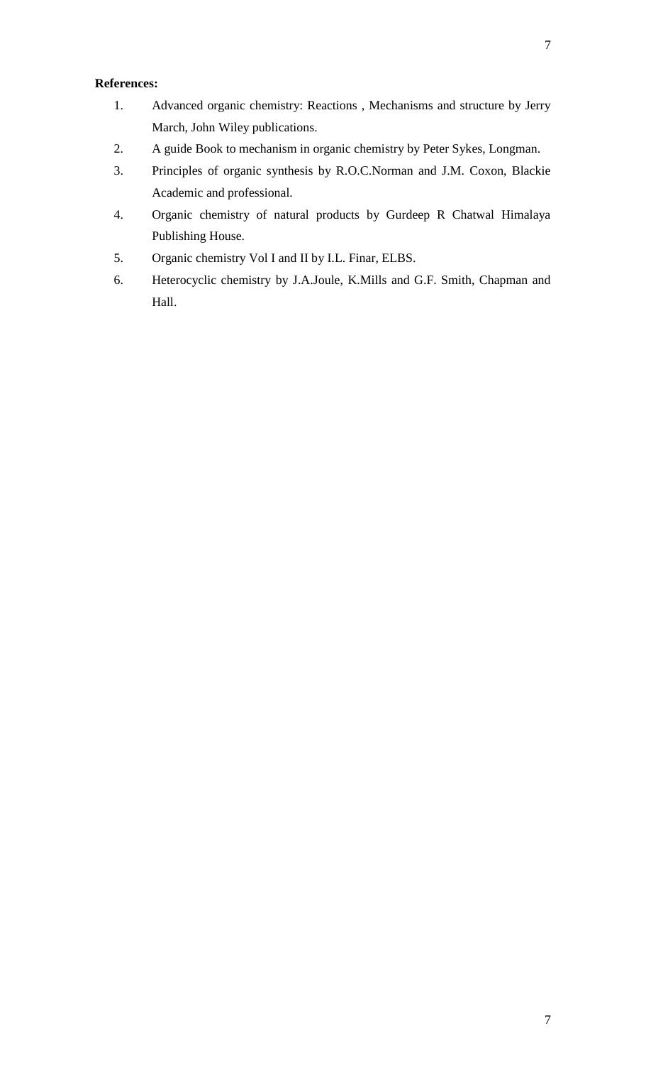**References:**

1. Advanced organic chemistry: Reactions , Mechanisms and structure by Jerry March, John Wiley publications.
2. A guide Book to mechanism in organic chemistry by Peter Sykes, Longman.
3. Principles of organic synthesis by R.O.C.Norman and J.M. Coxon, Blackie Academic and professional.
4. Organic chemistry of natural products by Gurdeep R Chatwal Himalaya Publishing House.
5. Organic chemistry Vol I and II by I.L. Finar, ELBS.
6. Heterocyclic chemistry by J.A.Joule, K.Mills and G.F. Smith, Chapman and Hall.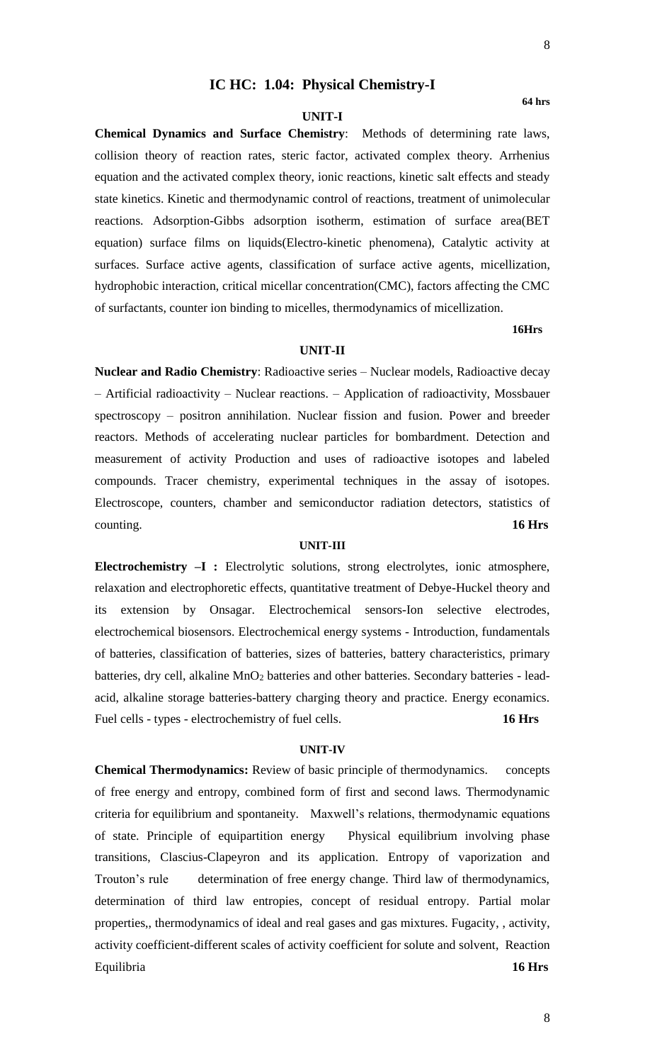## IC HC: 1.04: Physical Chemistry-I

**64 hrs**

### UNIT-I

**Chemical Dynamics and Surface Chemistry**: Methods of determining rate laws, collision theory of reaction rates, steric factor, activated complex theory. Arrhenius equation and the activated complex theory, ionic reactions, kinetic salt effects and steady state kinetics. Kinetic and thermodynamic control of reactions, treatment of unimolecular reactions. Adsorption-Gibbs adsorption isotherm, estimation of surface area(BET equation) surface films on liquids(Electro-kinetic phenomena), Catalytic activity at surfaces. Surface active agents, classification of surface active agents, micellization, hydrophobic interaction, critical micellar concentration(CMC), factors affecting the CMC of surfactants, counter ion binding to micelles, thermodynamics of micellization.

**16Hrs**

### UNIT-II

**Nuclear and Radio Chemistry**: Radioactive series – Nuclear models, Radioactive decay – Artificial radioactivity – Nuclear reactions. – Application of radioactivity, Mossbauer spectroscopy – positron annihilation. Nuclear fission and fusion. Power and breeder reactors. Methods of accelerating nuclear particles for bombardment. Detection and measurement of activity Production and uses of radioactive isotopes and labeled compounds. Tracer chemistry, experimental techniques in the assay of isotopes. Electroscope, counters, chamber and semiconductor radiation detectors, statistics of counting. **16 Hrs**

### UNIT-III

**Electrochemistry –I :** Electrolytic solutions, strong electrolytes, ionic atmosphere, relaxation and electrophoretic effects, quantitative treatment of Debye-Huckel theory and its extension by Onsagar. Electrochemical sensors-Ion selective electrodes, electrochemical biosensors. Electrochemical energy systems - Introduction, fundamentals of batteries, classification of batteries, sizes of batteries, battery characteristics, primary batteries, dry cell, alkaline $MnO_2$ batteries and other batteries. Secondary batteries - lead-acid, alkaline storage batteries-battery charging theory and practice. Energy econamics. Fuel cells - types - electrochemistry of fuel cells. **16 Hrs**

### UNIT-IV

**Chemical Thermodynamics:** Review of basic principle of thermodynamics. concepts of free energy and entropy, combined form of first and second laws. Thermodynamic criteria for equilibrium and spontaneity. Maxwell's relations, thermodynamic equations of state. Principle of equipartition energy Physical equilibrium involving phase transitions, Clascius-Clapeyron and its application. Entropy of vaporization and Trouton's rule determination of free energy change. Third law of thermodynamics, determination of third law entropies, concept of residual entropy. Partial molar properties,, thermodynamics of ideal and real gases and gas mixtures. Fugacity, , activity, activity coefficient-different scales of activity coefficient for solute and solvent, Reaction Equilibria **16 Hrs**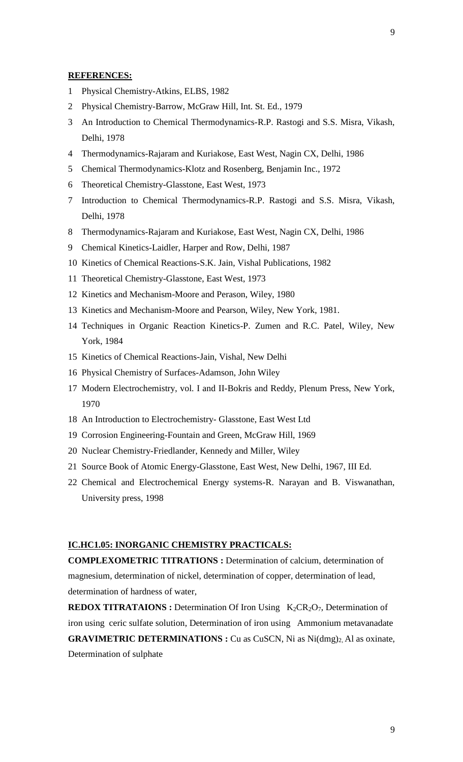**REFERENCES:**

1. Physical Chemistry-Atkins, ELBS, 1982
2. Physical Chemistry-Barrow, McGraw Hill, Int. St. Ed., 1979
3. An Introduction to Chemical Thermodynamics-R.P. Rastogi and S.S. Misra, Vikash, Delhi, 1978
4. Thermodynamics-Rajaram and Kuriakose, East West, Nagin CX, Delhi, 1986
5. Chemical Thermodynamics-Klotz and Rosenberg, Benjamin Inc., 1972
6. Theoretical Chemistry-Glasstone, East West, 1973
7. Introduction to Chemical Thermodynamics-R.P. Rastogi and S.S. Misra, Vikash, Delhi, 1978
8. Thermodynamics-Rajaram and Kuriakose, East West, Nagin CX, Delhi, 1986
9. Chemical Kinetics-Laidler, Harper and Row, Delhi, 1987
10. Kinetics of Chemical Reactions-S.K. Jain, Vishal Publications, 1982
11. Theoretical Chemistry-Glasstone, East West, 1973
12. Kinetics and Mechanism-Moore and Perason, Wiley, 1980
13. Kinetics and Mechanism-Moore and Pearson, Wiley, New York, 1981.
14. Techniques in Organic Reaction Kinetics-P. Zumen and R.C. Patel, Wiley, New York, 1984
15. Kinetics of Chemical Reactions-Jain, Vishal, New Delhi
16. Physical Chemistry of Surfaces-Adamson, John Wiley
17. Modern Electrochemistry, vol. I and II-Bokris and Reddy, Plenum Press, New York, 1970
18. An Introduction to Electrochemistry- Glasstone, East West Ltd
19. Corrosion Engineering-Fountain and Green, McGraw Hill, 1969
20. Nuclear Chemistry-Friedlander, Kennedy and Miller, Wiley
21. Source Book of Atomic Energy-Glasstone, East West, New Delhi, 1967, III Ed.
22. Chemical and Electrochemical Energy systems-R. Narayan and B. Viswanathan, University press, 1998

**IC.HC1.05: INORGANIC CHEMISTRY PRACTICALS:**

**COMPLEXOMETRIC TITRATIONS :** Determination of calcium, determination of magnesium, determination of nickel, determination of copper, determination of lead, determination of hardness of water,

**REDOX TITRATAIONS :** Determination Of Iron Using $K_2CR_2O_7$, Determination of iron using ceric sulfate solution, Determination of iron using Ammonium metavanadate

**GRAVIMETRIC DETERMINATIONS :** Cu as CuSCN, Ni as $Ni(dmg)_2$, Al as oxinate, Determination of sulphate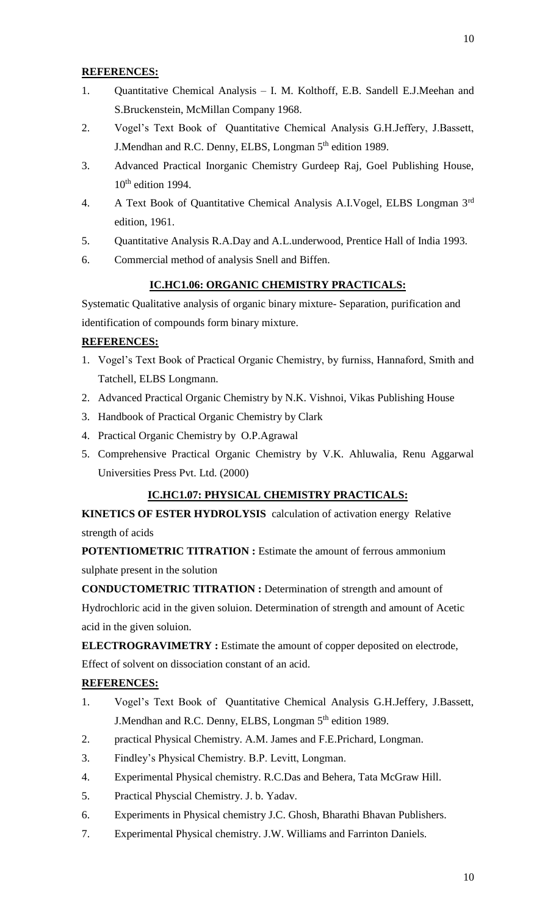**REFERENCES:**

1. Quantitative Chemical Analysis – I. M. Kolthoff, E.B. Sandell E.J.Meehan and S.Bruckenstein, McMillan Company 1968.
2. Vogel's Text Book of Quantitative Chemical Analysis G.H.Jeffery, J.Bassett, J.Mendhan and R.C. Denny, ELBS, Longman 5th edition 1989.
3. Advanced Practical Inorganic Chemistry Gurdeep Raj, Goel Publishing House, 10th edition 1994.
4. A Text Book of Quantitative Chemical Analysis A.I.Vogel, ELBS Longman 3rd edition, 1961.
5. Quantitative Analysis R.A.Day and A.L.underwood, Prentice Hall of India 1993.
6. Commercial method of analysis Snell and Biffen.

## IC.HC1.06: ORGANIC CHEMISTRY PRACTICALS:

Systematic Qualitative analysis of organic binary mixture- Separation, purification and identification of compounds form binary mixture.

**REFERENCES:**

1. Vogel's Text Book of Practical Organic Chemistry, by furniss, Hannaford, Smith and Tatchell, ELBS Longmann.
2. Advanced Practical Organic Chemistry by N.K. Vishnoi, Vikas Publishing House
3. Handbook of Practical Organic Chemistry by Clark
4. Practical Organic Chemistry by O.P.Agrawal
5. Comprehensive Practical Organic Chemistry by V.K. Ahluwalia, Renu Aggarwal Universities Press Pvt. Ltd. (2000)

## IC.HC1.07: PHYSICAL CHEMISTRY PRACTICALS:

**KINETICS OF ESTER HYDROLYSIS** calculation of activation energy Relative strength of acids

**POTENTIOMETRIC TITRATION :** Estimate the amount of ferrous ammonium sulphate present in the solution

**CONDUCTOMETRIC TITRATION :** Determination of strength and amount of Hydrochloric acid in the given soluion. Determination of strength and amount of Acetic acid in the given soluion.

**ELECTROGRAVIMETRY :** Estimate the amount of copper deposited on electrode, Effect of solvent on dissociation constant of an acid.

**REFERENCES:**

1. Vogel's Text Book of Quantitative Chemical Analysis G.H.Jeffery, J.Bassett, J.Mendhan and R.C. Denny, ELBS, Longman 5th edition 1989.
2. practical Physical Chemistry. A.M. James and F.E.Prichard, Longman.
3. Findley's Physical Chemistry. B.P. Levitt, Longman.
4. Experimental Physical chemistry. R.C.Das and Behera, Tata McGraw Hill.
5. Practical Physcial Chemistry. J. b. Yadav.
6. Experiments in Physical chemistry J.C. Ghosh, Bharathi Bhavan Publishers.
7. Experimental Physical chemistry. J.W. Williams and Farrinton Daniels.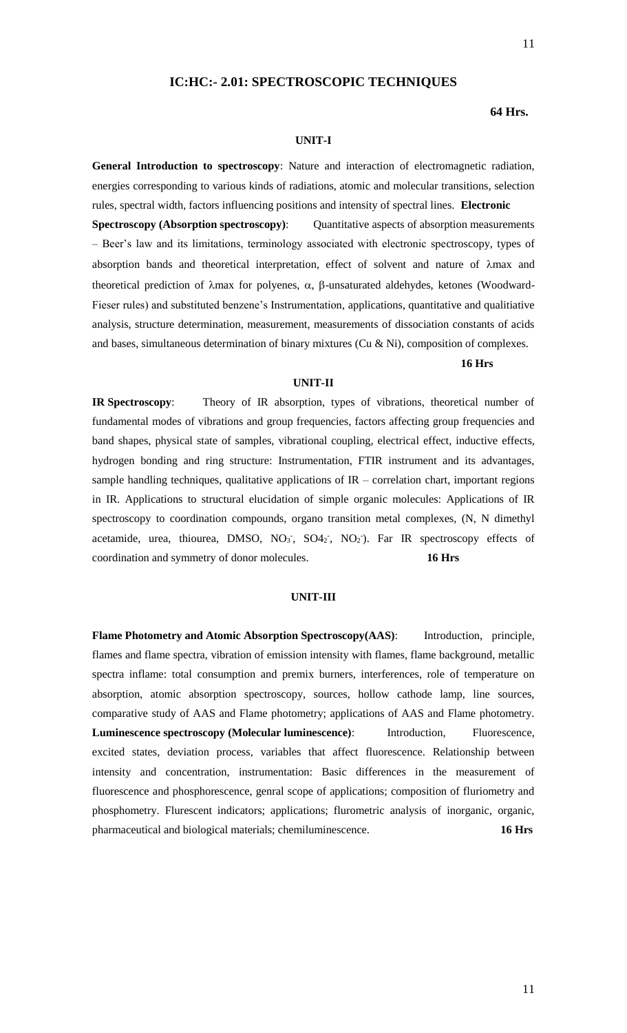## IC:HC:- 2.01: SPECTROSCOPIC TECHNIQUES

**64 Hrs.**

### UNIT-I

**General Introduction to spectroscopy**: Nature and interaction of electromagnetic radiation, energies corresponding to various kinds of radiations, atomic and molecular transitions, selection rules, spectral width, factors influencing positions and intensity of spectral lines. **Electronic Spectroscopy (Absorption spectroscopy)**: Quantitative aspects of absorption measurements – Beer's law and its limitations, terminology associated with electronic spectroscopy, types of absorption bands and theoretical interpretation, effect of solvent and nature of λmax and theoretical prediction of λmax for polyenes, α, β-unsaturated aldehydes, ketones (Woodward-Fieser rules) and substituted benzene's Instrumentation, applications, quantitative and qualitiative analysis, structure determination, measurement, measurements of dissociation constants of acids and bases, simultaneous determination of binary mixtures (Cu & Ni), composition of complexes.

**16 Hrs**

### UNIT-II

**IR Spectroscopy**: Theory of IR absorption, types of vibrations, theoretical number of fundamental modes of vibrations and group frequencies, factors affecting group frequencies and band shapes, physical state of samples, vibrational coupling, electrical effect, inductive effects, hydrogen bonding and ring structure: Instrumentation, FTIR instrument and its advantages, sample handling techniques, qualitative applications of IR – correlation chart, important regions in IR. Applications to structural elucidation of simple organic molecules: Applications of IR spectroscopy to coordination compounds, organo transition metal complexes, (N, N dimethyl acetamide, urea, thiourea, DMSO, $NO_3^-$, $SO4_2^-$, $NO_2^-$). Far IR spectroscopy effects of coordination and symmetry of donor molecules. **16 Hrs**

### UNIT-III

**Flame Photometry and Atomic Absorption Spectroscopy(AAS)**: Introduction, principle, flames and flame spectra, vibration of emission intensity with flames, flame background, metallic spectra inflame: total consumption and premix burners, interferences, role of temperature on absorption, atomic absorption spectroscopy, sources, hollow cathode lamp, line sources, comparative study of AAS and Flame photometry; applications of AAS and Flame photometry. **Luminescence spectroscopy (Molecular luminescence)**: Introduction, Fluorescence, excited states, deviation process, variables that affect fluorescence. Relationship between intensity and concentration, instrumentation: Basic differences in the measurement of fluorescence and phosphorescence, genral scope of applications; composition of fluriometry and phosphometry. Flurescent indicators; applications; flurometric analysis of inorganic, organic, pharmaceutical and biological materials; chemiluminescence. **16 Hrs**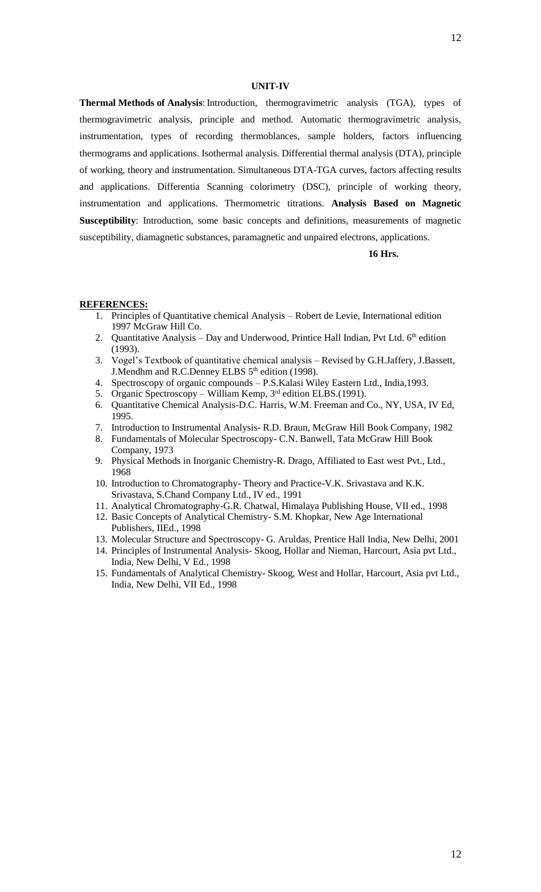## UNIT-IV

**Thermal Methods of Analysis**: Introduction, thermogravimetric analysis (TGA), types of thermogravimetric analysis, principle and method. Automatic thermogravimetric analysis, instrumentation, types of recording thermoblances, sample holders, factors influencing thermograms and applications. Isothermal analysis. Differential thermal analysis (DTA), principle of working, theory and instrumentation. Simultaneous DTA-TGA curves, factors affecting results and applications. Differentia Scanning colorimetry (DSC), principle of working theory, instrumentation and applications. Thermometric titrations. **Analysis Based on Magnetic Susceptibility**: Introduction, some basic concepts and definitions, measurements of magnetic susceptibility, diamagnetic substances, paramagnetic and unpaired electrons, applications.

**16 Hrs.**

**REFERENCES:**

1. Principles of Quantitative chemical Analysis – Robert de Levie, International edition 1997 McGraw Hill Co.
2. Quantitative Analysis – Day and Underwood, Printice Hall Indian, Pvt Ltd. 6th edition (1993).
3. Vogel's Textbook of quantitative chemical analysis – Revised by G.H.Jaffery, J.Bassett, J.Mendhm and R.C.Denney ELBS 5th edition (1998).
4. Spectroscopy of organic compounds – P.S.Kalasi Wiley Eastern Ltd., India,1993.
5. Organic Spectroscopy – William Kemp, 3rd edition ELBS.(1991).
6. Quantitative Chemical Analysis-D.C. Harris, W.M. Freeman and Co., NY, USA, IV Ed, 1995.
7. Introduction to Instrumental Analysis- R.D. Braun, McGraw Hill Book Company, 1982
8. Fundamentals of Molecular Spectroscopy- C.N. Banwell, Tata McGraw Hill Book Company, 1973
9. Physical Methods in Inorganic Chemistry-R. Drago, Affiliated to East west Pvt., Ltd., 1968
10. Introduction to Chromatography- Theory and Practice-V.K. Srivastava and K.K. Srivastava, S.Chand Company Ltd., IV ed., 1991
11. Analytical Chromatography-G.R. Chatwal, Himalaya Publishing House, VII ed., 1998
12. Basic Concepts of Analytical Chemistry- S.M. Khopkar, New Age International Publishers, IIEd., 1998
13. Molecular Structure and Spectroscopy- G. Aruldas, Prentice Hall India, New Delhi, 2001
14. Principles of Instrumental Analysis- Skoog, Hollar and Nieman, Harcourt, Asia pvt Ltd., India, New Delhi, V Ed., 1998
15. Fundamentals of Analytical Chemistry- Skoog, West and Hollar, Harcourt, Asia pvt Ltd., India, New Delhi, VII Ed., 1998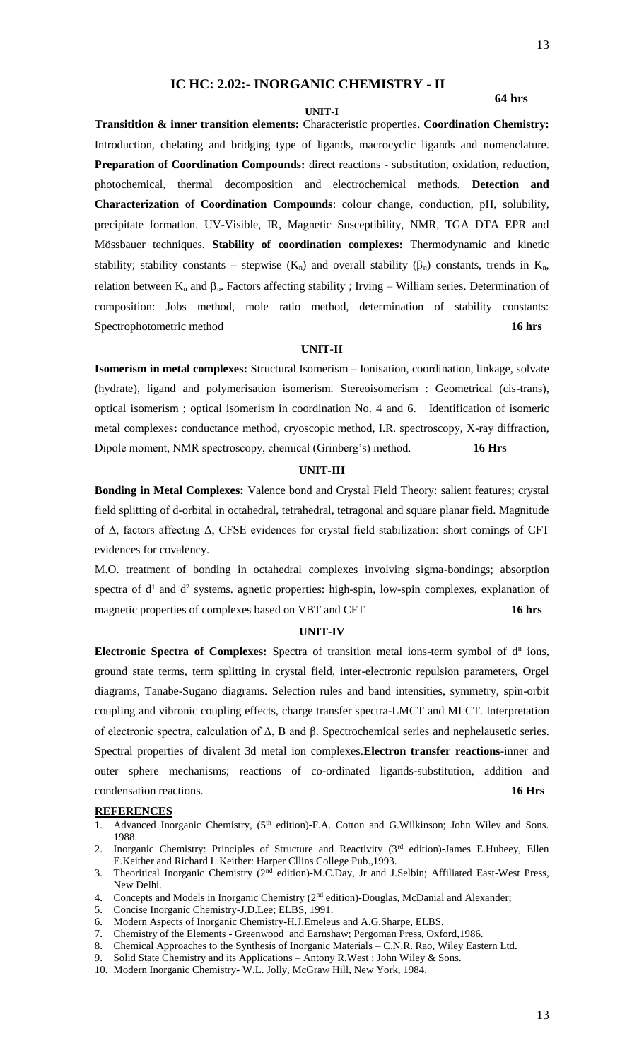## IC HC: 2.02:- INORGANIC CHEMISTRY - II

**64 hrs**

### UNIT-I

**Transitition & inner transition elements:** Characteristic properties. **Coordination Chemistry:** Introduction, chelating and bridging type of ligands, macrocyclic ligands and nomenclature. **Preparation of Coordination Compounds:** direct reactions - substitution, oxidation, reduction, photochemical, thermal decomposition and electrochemical methods. **Detection and Characterization of Coordination Compounds**: colour change, conduction, pH, solubility, precipitate formation. UV-Visible, IR, Magnetic Susceptibility, NMR, TGA DTA EPR and Mössbauer techniques. **Stability of coordination complexes:** Thermodynamic and kinetic stability; stability constants – stepwise ($K_n$) and overall stability ($\beta_n$) constants, trends in $K_n$, relation between $K_n$ and $\beta_n$. Factors affecting stability ; Irving – William series. Determination of composition: Jobs method, mole ratio method, determination of stability constants: Spectrophotometric method **16 hrs**

### UNIT-II

**Isomerism in metal complexes:** Structural Isomerism – Ionisation, coordination, linkage, solvate (hydrate), ligand and polymerisation isomerism. Stereoisomerism : Geometrical (cis-trans), optical isomerism ; optical isomerism in coordination No. 4 and 6. Identification of isomeric metal complexes**:** conductance method, cryoscopic method, I.R. spectroscopy, X-ray diffraction, Dipole moment, NMR spectroscopy, chemical (Grinberg's) method. **16 Hrs**

### UNIT-III

**Bonding in Metal Complexes:** Valence bond and Crystal Field Theory: salient features; crystal field splitting of d-orbital in octahedral, tetrahedral, tetragonal and square planar field. Magnitude of $\Delta$, factors affecting $\Delta$, CFSE evidences for crystal field stabilization: short comings of CFT evidences for covalency.

M.O. treatment of bonding in octahedral complexes involving sigma-bondings; absorption spectra of $d^1$ and $d^2$ systems. agnetic properties: high-spin, low-spin complexes, explanation of magnetic properties of complexes based on VBT and CFT **16 hrs**

### UNIT-IV

**Electronic Spectra of Complexes:** Spectra of transition metal ions-term symbol of $d^n$ ions, ground state terms, term splitting in crystal field, inter-electronic repulsion parameters, Orgel diagrams, Tanabe-Sugano diagrams. Selection rules and band intensities, symmetry, spin-orbit coupling and vibronic coupling effects, charge transfer spectra-LMCT and MLCT. Interpretation of electronic spectra, calculation of $\Delta$, B and $\beta$. Spectrochemical series and nephelausetic series. Spectral properties of divalent 3d metal ion complexes.**Electron transfer reactions**-inner and outer sphere mechanisms; reactions of co-ordinated ligands-substitution, addition and condensation reactions. **16 Hrs**

**REFERENCES**

1. Advanced Inorganic Chemistry, (5th edition)-F.A. Cotton and G.Wilkinson; John Wiley and Sons. 1988.
2. Inorganic Chemistry: Principles of Structure and Reactivity (3rd edition)-James E.Huheey, Ellen E.Keither and Richard L.Keither: Harper Cllins College Pub.,1993.
3. Theoritical Inorganic Chemistry (2nd edition)-M.C.Day, Jr and J.Selbin; Affiliated East-West Press, New Delhi.
4. Concepts and Models in Inorganic Chemistry (2nd edition)-Douglas, McDanial and Alexander;
5. Concise Inorganic Chemistry-J.D.Lee; ELBS, 1991.
6. Modern Aspects of Inorganic Chemistry-H.J.Emeleus and A.G.Sharpe, ELBS.
7. Chemistry of the Elements - Greenwood and Earnshaw; Pergoman Press, Oxford,1986.
8. Chemical Approaches to the Synthesis of Inorganic Materials – C.N.R. Rao, Wiley Eastern Ltd.
9. Solid State Chemistry and its Applications – Antony R.West : John Wiley & Sons.
10. Modern Inorganic Chemistry- W.L. Jolly, McGraw Hill, New York, 1984.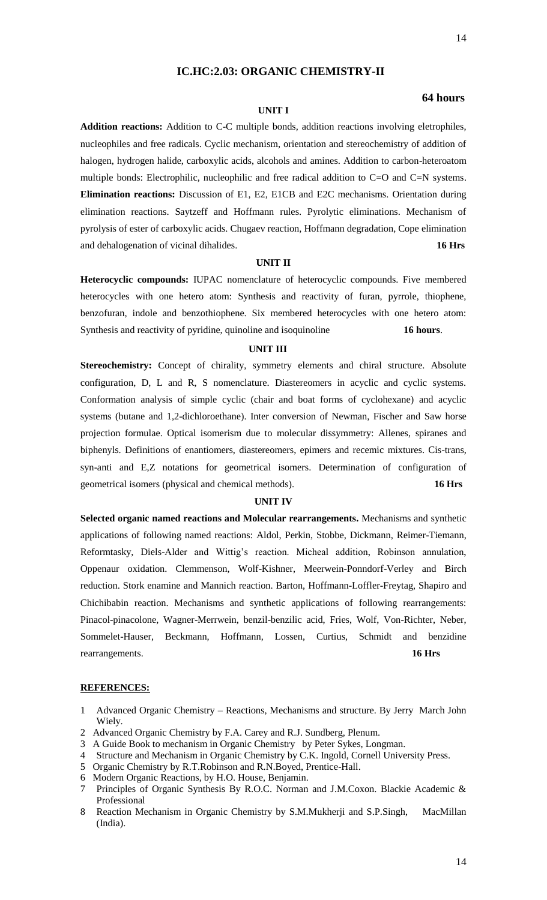## IC.HC:2.03: ORGANIC CHEMISTRY-II

**64 hours**

### UNIT I

**Addition reactions:** Addition to C-C multiple bonds, addition reactions involving eletrophiles, nucleophiles and free radicals. Cyclic mechanism, orientation and stereochemistry of addition of halogen, hydrogen halide, carboxylic acids, alcohols and amines. Addition to carbon-heteroatom multiple bonds: Electrophilic, nucleophilic and free radical addition to C=O and C=N systems. **Elimination reactions:** Discussion of E1, E2, E1CB and E2C mechanisms. Orientation during elimination reactions. Saytzeff and Hoffmann rules. Pyrolytic eliminations. Mechanism of pyrolysis of ester of carboxylic acids. Chugaev reaction, Hoffmann degradation, Cope elimination and dehalogenation of vicinal dihalides. **16 Hrs**

### UNIT II

**Heterocyclic compounds:** IUPAC nomenclature of heterocyclic compounds. Five membered heterocycles with one hetero atom: Synthesis and reactivity of furan, pyrrole, thiophene, benzofuran, indole and benzothiophene. Six membered heterocycles with one hetero atom: Synthesis and reactivity of pyridine, quinoline and isoquinoline **16 hours**.

### UNIT III

**Stereochemistry:** Concept of chirality, symmetry elements and chiral structure. Absolute configuration, D, L and R, S nomenclature. Diastereomers in acyclic and cyclic systems. Conformation analysis of simple cyclic (chair and boat forms of cyclohexane) and acyclic systems (butane and 1,2-dichloroethane). Inter conversion of Newman, Fischer and Saw horse projection formulae. Optical isomerism due to molecular dissymmetry: Allenes, spiranes and biphenyls. Definitions of enantiomers, diastereomers, epimers and recemic mixtures. Cis-trans, syn-anti and E,Z notations for geometrical isomers. Determination of configuration of geometrical isomers (physical and chemical methods). **16 Hrs**

### UNIT IV

**Selected organic named reactions and Molecular rearrangements.** Mechanisms and synthetic applications of following named reactions: Aldol, Perkin, Stobbe, Dickmann, Reimer-Tiemann, Reformtasky, Diels-Alder and Wittig's reaction. Micheal addition, Robinson annulation, Oppenaur oxidation. Clemmenson, Wolf-Kishner, Meerwein-Ponndorf-Verley and Birch reduction. Stork enamine and Mannich reaction. Barton, Hoffmann-Loffler-Freytag, Shapiro and Chichibabin reaction. Mechanisms and synthetic applications of following rearrangements: Pinacol-pinacolone, Wagner-Merrwein, benzil-benzilic acid, Fries, Wolf, Von-Richter, Neber, Sommelet-Hauser, Beckmann, Hoffmann, Lossen, Curtius, Schmidt and benzidine rearrangements. **16 Hrs**

**REFERENCES:**

1. Advanced Organic Chemistry – Reactions, Mechanisms and structure. By Jerry March John Wiely.
2. Advanced Organic Chemistry by F.A. Carey and R.J. Sundberg, Plenum.
3. A Guide Book to mechanism in Organic Chemistry by Peter Sykes, Longman.
4. Structure and Mechanism in Organic Chemistry by C.K. Ingold, Cornell University Press.
5. Organic Chemistry by R.T.Robinson and R.N.Boyed, Prentice-Hall.
6. Modern Organic Reactions, by H.O. House, Benjamin.
7. Principles of Organic Synthesis By R.O.C. Norman and J.M.Coxon. Blackie Academic & Professional
8. Reaction Mechanism in Organic Chemistry by S.M.Mukherji and S.P.Singh, MacMillan (India).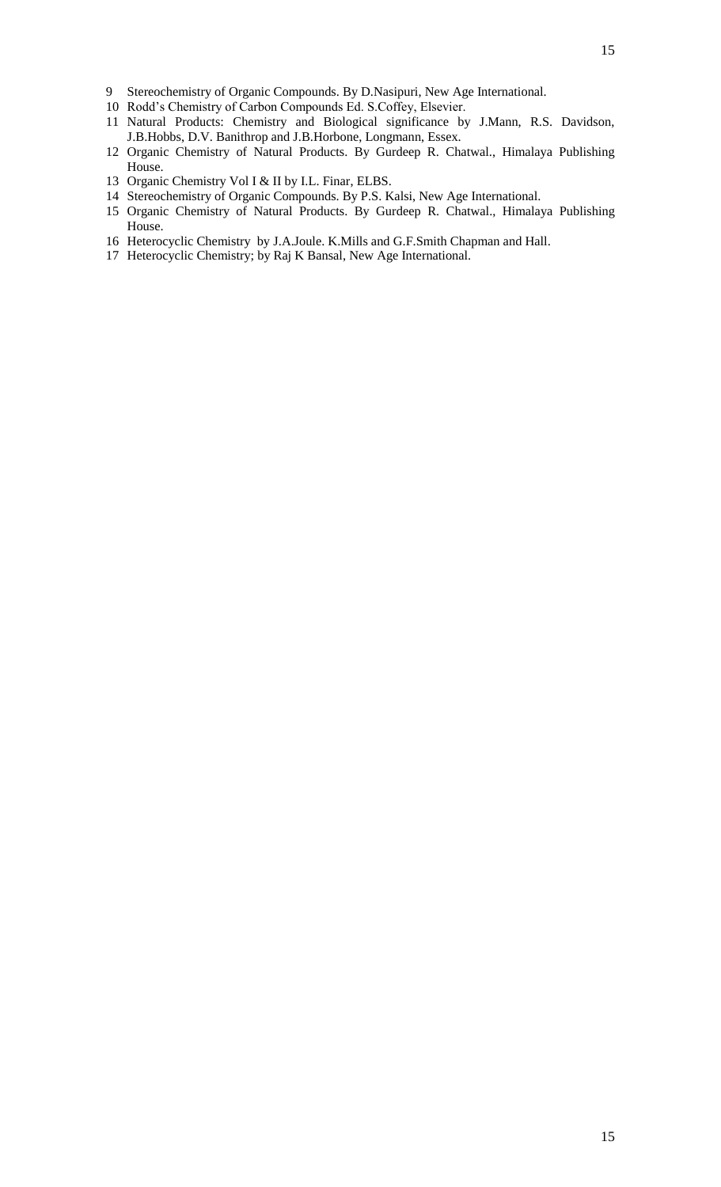9. Stereochemistry of Organic Compounds. By D.Nasipuri, New Age International.
10. Rodd's Chemistry of Carbon Compounds Ed. S.Coffey, Elsevier.
11. Natural Products: Chemistry and Biological significance by J.Mann, R.S. Davidson, J.B.Hobbs, D.V. Banithrop and J.B.Horbone, Longmann, Essex.
12. Organic Chemistry of Natural Products. By Gurdeep R. Chatwal., Himalaya Publishing House.
13. Organic Chemistry Vol I & II by I.L. Finar, ELBS.
14. Stereochemistry of Organic Compounds. By P.S. Kalsi, New Age International.
15. Organic Chemistry of Natural Products. By Gurdeep R. Chatwal., Himalaya Publishing House.
16. Heterocyclic Chemistry by J.A.Joule. K.Mills and G.F.Smith Chapman and Hall.
17. Heterocyclic Chemistry; by Raj K Bansal, New Age International.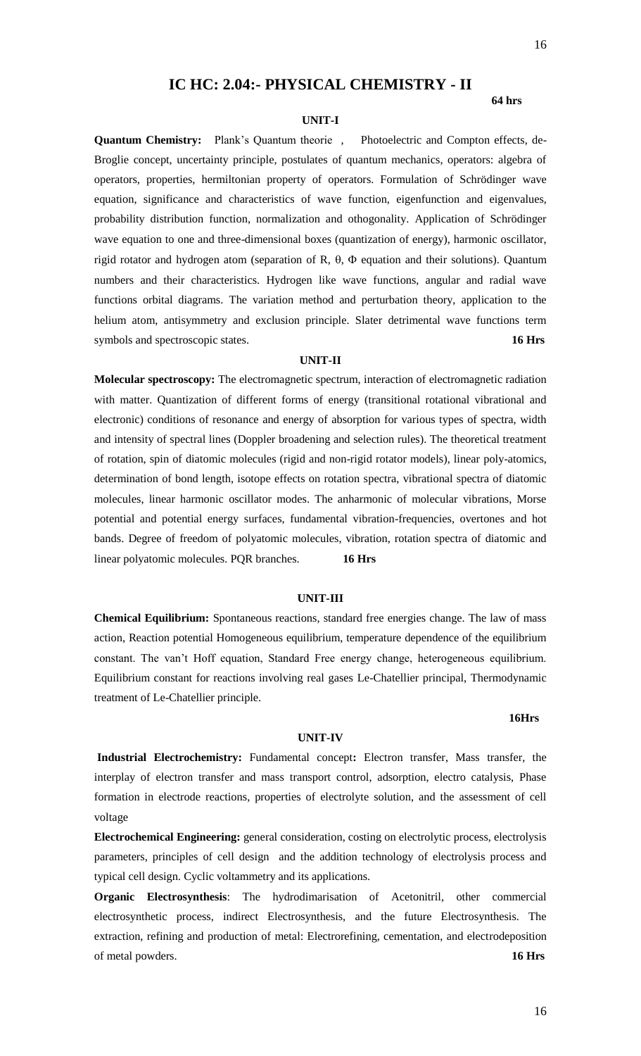## IC HC: 2.04:- PHYSICAL CHEMISTRY - II

**64 hrs**

### UNIT-I

**Quantum Chemistry:** Plank's Quantum theorie , Photoelectric and Compton effects, de-Broglie concept, uncertainty principle, postulates of quantum mechanics, operators: algebra of operators, properties, hermiltonian property of operators. Formulation of Schrödinger wave equation, significance and characteristics of wave function, eigenfunction and eigenvalues, probability distribution function, normalization and othogonality. Application of Schrödinger wave equation to one and three-dimensional boxes (quantization of energy), harmonic oscillator, rigid rotator and hydrogen atom (separation of R, $\theta$, $\Phi$ equation and their solutions). Quantum numbers and their characteristics. Hydrogen like wave functions, angular and radial wave functions orbital diagrams. The variation method and perturbation theory, application to the helium atom, antisymmetry and exclusion principle. Slater detrimental wave functions term symbols and spectroscopic states. **16 Hrs**

### UNIT-II

**Molecular spectroscopy:** The electromagnetic spectrum, interaction of electromagnetic radiation with matter. Quantization of different forms of energy (transitional rotational vibrational and electronic) conditions of resonance and energy of absorption for various types of spectra, width and intensity of spectral lines (Doppler broadening and selection rules). The theoretical treatment of rotation, spin of diatomic molecules (rigid and non-rigid rotator models), linear poly-atomics, determination of bond length, isotope effects on rotation spectra, vibrational spectra of diatomic molecules, linear harmonic oscillator modes. The anharmonic of molecular vibrations, Morse potential and potential energy surfaces, fundamental vibration-frequencies, overtones and hot bands. Degree of freedom of polyatomic molecules, vibration, rotation spectra of diatomic and linear polyatomic molecules. PQR branches. **16 Hrs**

### UNIT-III

**Chemical Equilibrium:** Spontaneous reactions, standard free energies change. The law of mass action, Reaction potential Homogeneous equilibrium, temperature dependence of the equilibrium constant. The van't Hoff equation, Standard Free energy change, heterogeneous equilibrium. Equilibrium constant for reactions involving real gases Le-Chatellier principal, Thermodynamic treatment of Le-Chatellier principle.

**16Hrs**

### UNIT-IV

**Industrial Electrochemistry:** Fundamental concept**:** Electron transfer, Mass transfer, the interplay of electron transfer and mass transport control, adsorption, electro catalysis, Phase formation in electrode reactions, properties of electrolyte solution, and the assessment of cell voltage

**Electrochemical Engineering:** general consideration, costing on electrolytic process, electrolysis parameters, principles of cell design and the addition technology of electrolysis process and typical cell design. Cyclic voltammetry and its applications.

**Organic Electrosynthesis**: The hydrodimarisation of Acetonitril, other commercial electrosynthetic process, indirect Electrosynthesis, and the future Electrosynthesis. The extraction, refining and production of metal: Electrorefining, cementation, and electrodeposition of metal powders. **16 Hrs**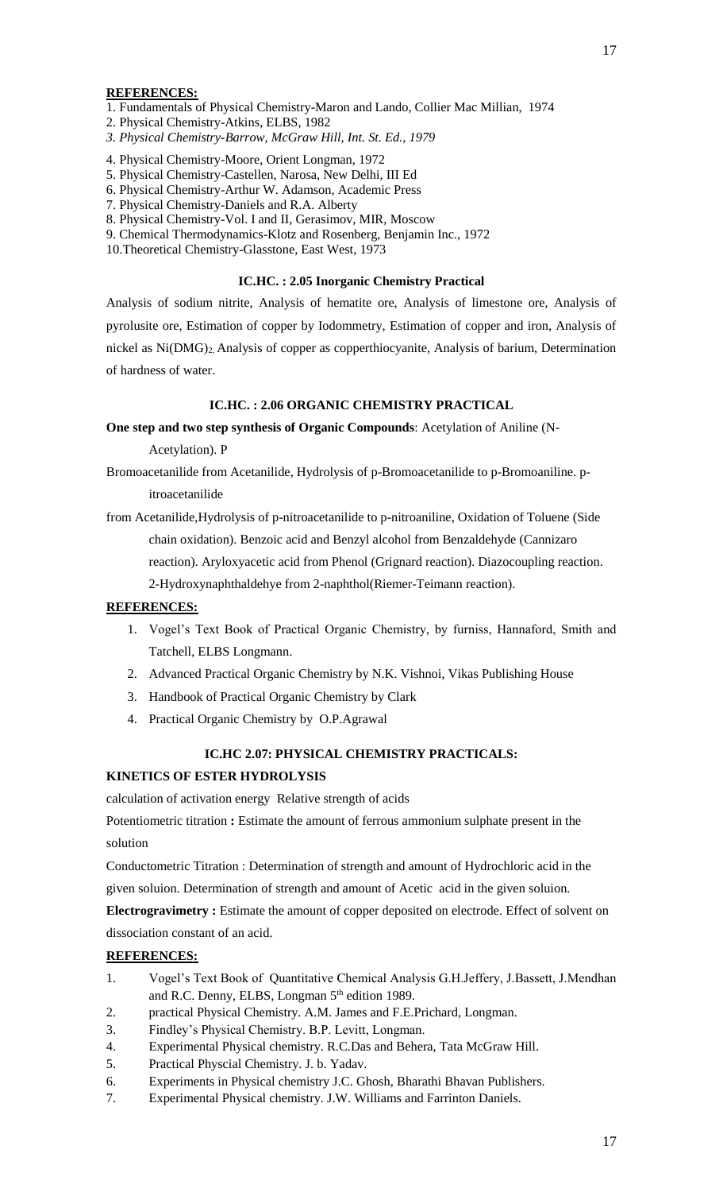**REFERENCES:**

1. Fundamentals of Physical Chemistry-Maron and Lando, Collier Mac Millian, 1974
2. Physical Chemistry-Atkins, ELBS, 1982
3. *Physical Chemistry-Barrow, McGraw Hill, Int. St. Ed., 1979*
4. Physical Chemistry-Moore, Orient Longman, 1972
5. Physical Chemistry-Castellen, Narosa, New Delhi, III Ed
6. Physical Chemistry-Arthur W. Adamson, Academic Press
7. Physical Chemistry-Daniels and R.A. Alberty
8. Physical Chemistry-Vol. I and II, Gerasimov, MIR, Moscow
9. Chemical Thermodynamics-Klotz and Rosenberg, Benjamin Inc., 1972
10. Theoretical Chemistry-Glasstone, East West, 1973

### IC.HC. : 2.05 Inorganic Chemistry Practical

Analysis of sodium nitrite, Analysis of hematite ore, Analysis of limestone ore, Analysis of pyrolusite ore, Estimation of copper by Iodommetry, Estimation of copper and iron, Analysis of nickel as $Ni(DMG)_2$. Analysis of copper as copperthiocyanite, Analysis of barium, Determination of hardness of water.

### IC.HC. : 2.06 ORGANIC CHEMISTRY PRACTICAL

**One step and two step synthesis of Organic Compounds**: Acetylation of Aniline (N-Acetylation). P

Bromoacetanilide from Acetanilide, Hydrolysis of p-Bromoacetanilide to p-Bromoaniline. p-itroacetanilide

from Acetanilide,Hydrolysis of p-nitroacetanilide to p-nitroaniline, Oxidation of Toluene (Side chain oxidation). Benzoic acid and Benzyl alcohol from Benzaldehyde (Cannizaro reaction). Aryloxyacetic acid from Phenol (Grignard reaction). Diazocoupling reaction. 2-Hydroxynaphthaldehye from 2-naphthol(Riemer-Teimann reaction).

**REFERENCES:**

1. Vogel's Text Book of Practical Organic Chemistry, by furniss, Hannaford, Smith and Tatchell, ELBS Longmann.
2. Advanced Practical Organic Chemistry by N.K. Vishnoi, Vikas Publishing House
3. Handbook of Practical Organic Chemistry by Clark
4. Practical Organic Chemistry by O.P.Agrawal

### IC.HC 2.07: PHYSICAL CHEMISTRY PRACTICALS:

**KINETICS OF ESTER HYDROLYSIS**

calculation of activation energy Relative strength of acids

Potentiometric titration **:** Estimate the amount of ferrous ammonium sulphate present in the solution

Conductometric Titration : Determination of strength and amount of Hydrochloric acid in the given soluion. Determination of strength and amount of Acetic acid in the given soluion.

**Electrogravimetry :** Estimate the amount of copper deposited on electrode. Effect of solvent on dissociation constant of an acid.

**REFERENCES:**

1. Vogel's Text Book of Quantitative Chemical Analysis G.H.Jeffery, J.Bassett, J.Mendhan and R.C. Denny, ELBS, Longman 5th edition 1989.
2. practical Physical Chemistry. A.M. James and F.E.Prichard, Longman.
3. Findley's Physical Chemistry. B.P. Levitt, Longman.
4. Experimental Physical chemistry. R.C.Das and Behera, Tata McGraw Hill.
5. Practical Physcial Chemistry. J. b. Yadav.
6. Experiments in Physical chemistry J.C. Ghosh, Bharathi Bhavan Publishers.
7. Experimental Physical chemistry. J.W. Williams and Farrinton Daniels.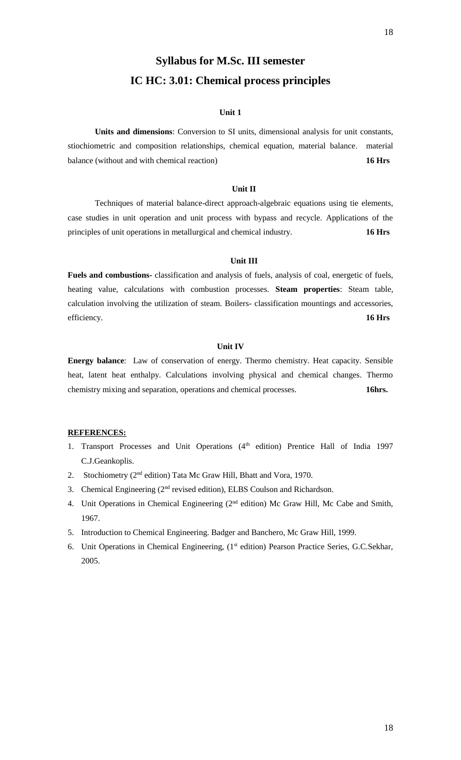# Syllabus for M.Sc. III semester

## IC HC: 3.01: Chemical process principles

### Unit 1

**Units and dimensions**: Conversion to SI units, dimensional analysis for unit constants, stiochiometric and composition relationships, chemical equation, material balance. material balance (without and with chemical reaction) **16 Hrs**

### Unit II

Techniques of material balance-direct approach-algebraic equations using tie elements, case studies in unit operation and unit process with bypass and recycle. Applications of the principles of unit operations in metallurgical and chemical industry. **16 Hrs**

### Unit III

**Fuels and combustions-** classification and analysis of fuels, analysis of coal, energetic of fuels, heating value, calculations with combustion processes. **Steam properties**: Steam table, calculation involving the utilization of steam. Boilers- classification mountings and accessories, efficiency. **16 Hrs**

### Unit IV

**Energy balance**: Law of conservation of energy. Thermo chemistry. Heat capacity. Sensible heat, latent heat enthalpy. Calculations involving physical and chemical changes. Thermo chemistry mixing and separation, operations and chemical processes. **16hrs.**

**REFERENCES:**

1. Transport Processes and Unit Operations (4th edition) Prentice Hall of India 1997 C.J.Geankoplis.
2. Stochiometry (2nd edition) Tata Mc Graw Hill, Bhatt and Vora, 1970.
3. Chemical Engineering (2nd revised edition), ELBS Coulson and Richardson.
4. Unit Operations in Chemical Engineering (2nd edition) Mc Graw Hill, Mc Cabe and Smith, 1967.
5. Introduction to Chemical Engineering. Badger and Banchero, Mc Graw Hill, 1999.
6. Unit Operations in Chemical Engineering, (1st edition) Pearson Practice Series, G.C.Sekhar, 2005.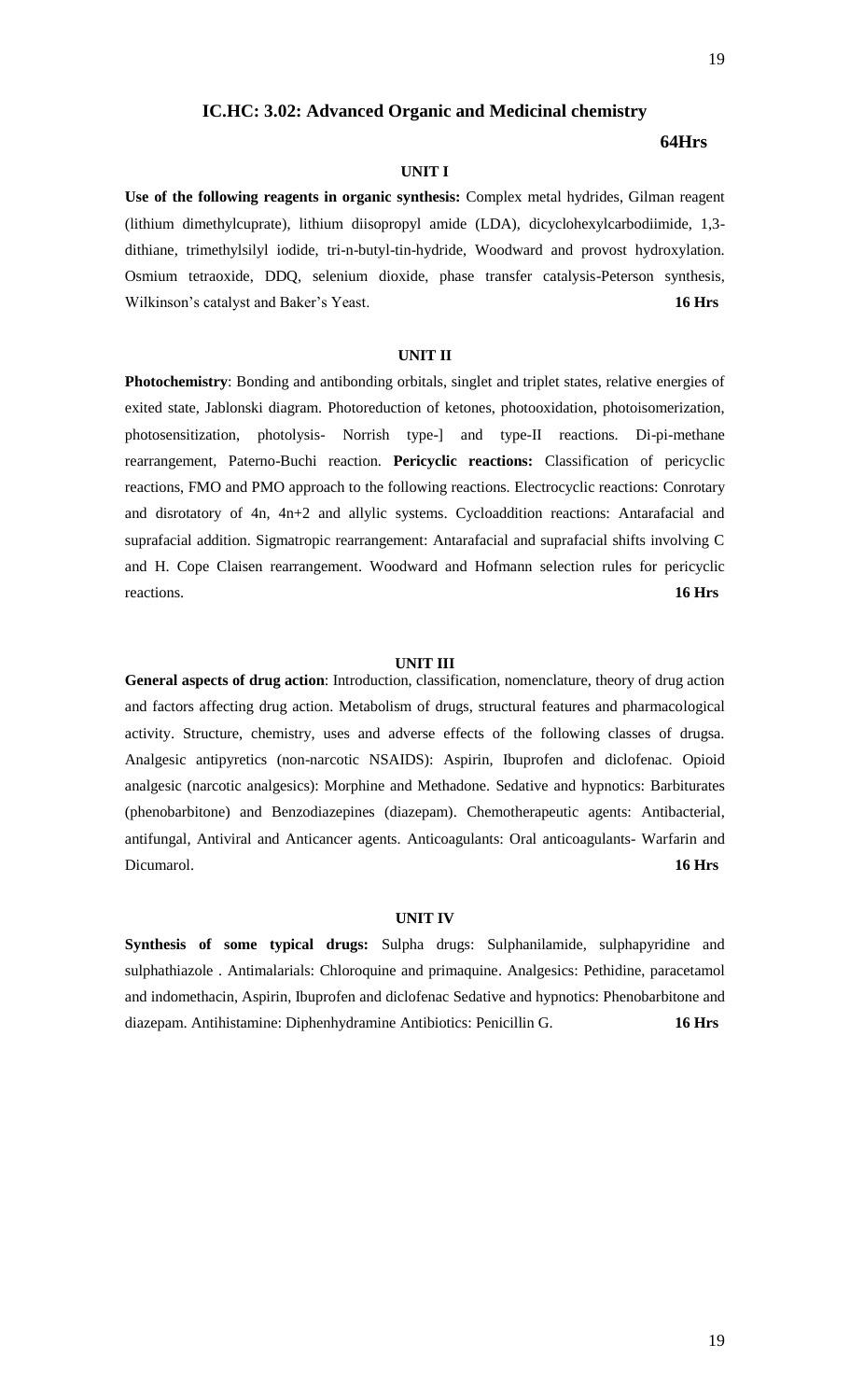## IC.HC: 3.02: Advanced Organic and Medicinal chemistry

**64Hrs**

### UNIT I

**Use of the following reagents in organic synthesis:** Complex metal hydrides, Gilman reagent (lithium dimethylcuprate), lithium diisopropyl amide (LDA), dicyclohexylcarbodiimide, 1,3-dithiane, trimethylsilyl iodide, tri-n-butyl-tin-hydride, Woodward and provost hydroxylation. Osmium tetraoxide, DDQ, selenium dioxide, phase transfer catalysis-Peterson synthesis, Wilkinson's catalyst and Baker's Yeast. **16 Hrs**

### UNIT II

**Photochemistry**: Bonding and antibonding orbitals, singlet and triplet states, relative energies of exited state, Jablonski diagram. Photoreduction of ketones, photooxidation, photoisomerization, photosensitization, photolysis- Norrish type-] and type-II reactions. Di-pi-methane rearrangement, Paterno-Buchi reaction. **Pericyclic reactions:** Classification of pericyclic reactions, FMO and PMO approach to the following reactions. Electrocyclic reactions: Conrotary and disrotatory of 4n, 4n+2 and allylic systems. Cycloaddition reactions: Antarafacial and suprafacial addition. Sigmatropic rearrangement: Antarafacial and suprafacial shifts involving C and H. Cope Claisen rearrangement. Woodward and Hofmann selection rules for pericyclic reactions. **16 Hrs**

### UNIT III

**General aspects of drug action**: Introduction, classification, nomenclature, theory of drug action and factors affecting drug action. Metabolism of drugs, structural features and pharmacological activity. Structure, chemistry, uses and adverse effects of the following classes of drugsa. Analgesic antipyretics (non-narcotic NSAIDS): Aspirin, Ibuprofen and diclofenac. Opioid analgesic (narcotic analgesics): Morphine and Methadone. Sedative and hypnotics: Barbiturates (phenobarbitone) and Benzodiazepines (diazepam). Chemotherapeutic agents: Antibacterial, antifungal, Antiviral and Anticancer agents. Anticoagulants: Oral anticoagulants- Warfarin and Dicumarol. **16 Hrs**

### UNIT IV

**Synthesis of some typical drugs:** Sulpha drugs: Sulphanilamide, sulphapyridine and sulphathiazole . Antimalarials: Chloroquine and primaquine. Analgesics: Pethidine, paracetamol and indomethacin, Aspirin, Ibuprofen and diclofenac Sedative and hypnotics: Phenobarbitone and diazepam. Antihistamine: Diphenhydramine Antibiotics: Penicillin G. **16 Hrs**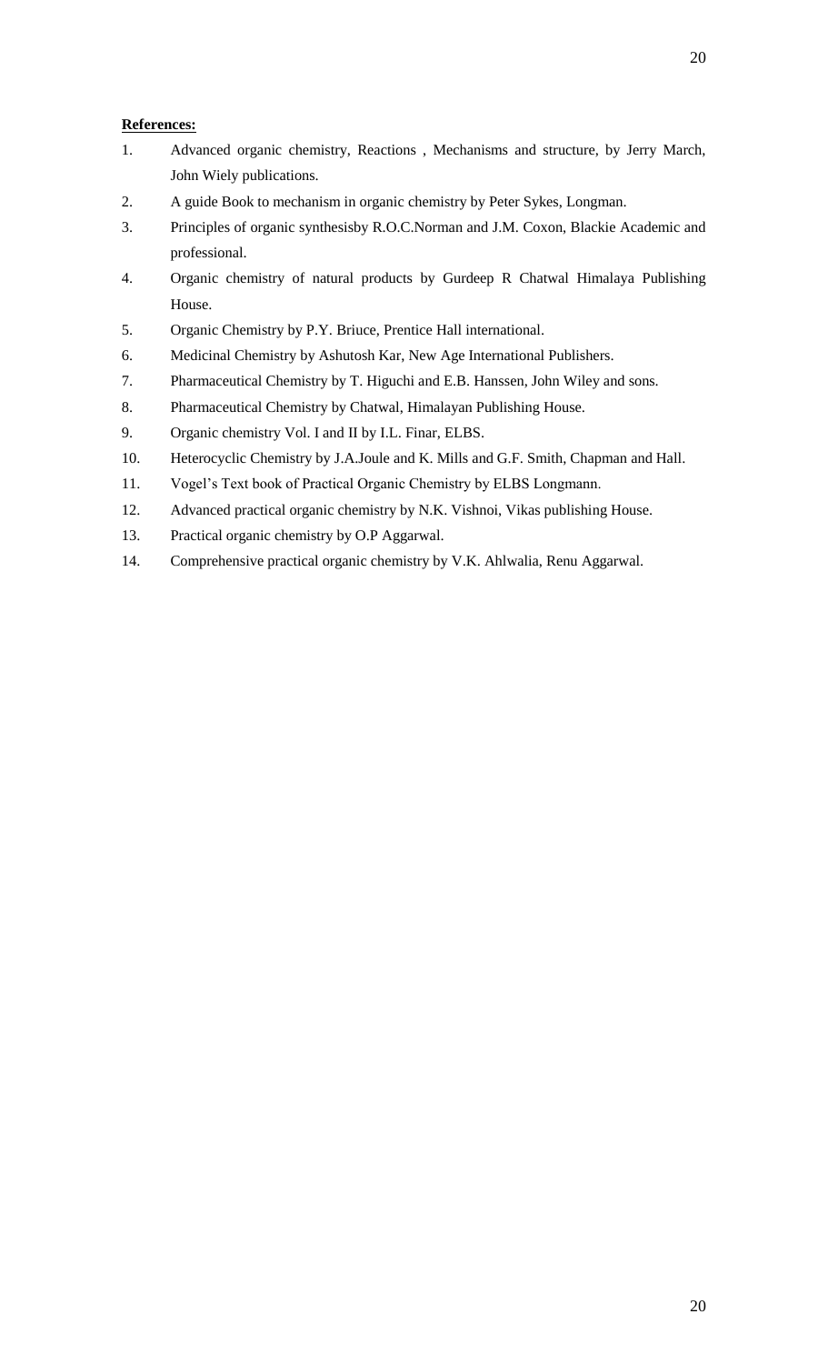**References:**

1. Advanced organic chemistry, Reactions , Mechanisms and structure, by Jerry March, John Wiely publications.
2. A guide Book to mechanism in organic chemistry by Peter Sykes, Longman.
3. Principles of organic synthesisby R.O.C.Norman and J.M. Coxon, Blackie Academic and professional.
4. Organic chemistry of natural products by Gurdeep R Chatwal Himalaya Publishing House.
5. Organic Chemistry by P.Y. Briuce, Prentice Hall international.
6. Medicinal Chemistry by Ashutosh Kar, New Age International Publishers.
7. Pharmaceutical Chemistry by T. Higuchi and E.B. Hanssen, John Wiley and sons.
8. Pharmaceutical Chemistry by Chatwal, Himalayan Publishing House.
9. Organic chemistry Vol. I and II by I.L. Finar, ELBS.
10. Heterocyclic Chemistry by J.A.Joule and K. Mills and G.F. Smith, Chapman and Hall.
11. Vogel's Text book of Practical Organic Chemistry by ELBS Longmann.
12. Advanced practical organic chemistry by N.K. Vishnoi, Vikas publishing House.
13. Practical organic chemistry by O.P Aggarwal.
14. Comprehensive practical organic chemistry by V.K. Ahlwalia, Renu Aggarwal.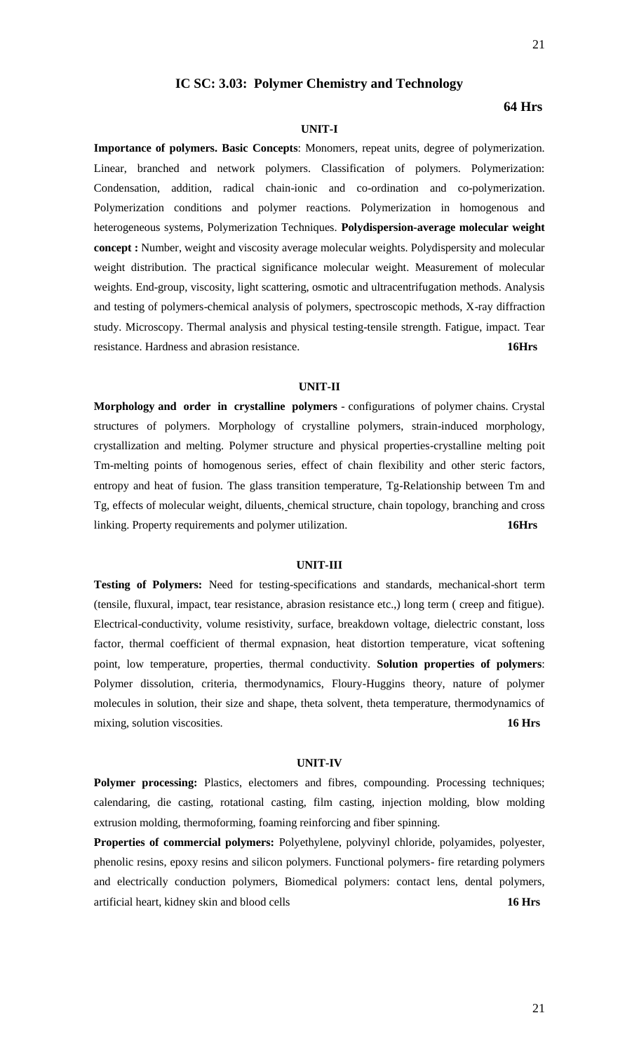## IC SC: 3.03: Polymer Chemistry and Technology

**64 Hrs**

### UNIT-I

**Importance of polymers. Basic Concepts**: Monomers, repeat units, degree of polymerization. Linear, branched and network polymers. Classification of polymers. Polymerization: Condensation, addition, radical chain-ionic and co-ordination and co-polymerization. Polymerization conditions and polymer reactions. Polymerization in homogenous and heterogeneous systems, Polymerization Techniques. **Polydispersion-average molecular weight concept :** Number, weight and viscosity average molecular weights. Polydispersity and molecular weight distribution. The practical significance molecular weight. Measurement of molecular weights. End-group, viscosity, light scattering, osmotic and ultracentrifugation methods. Analysis and testing of polymers-chemical analysis of polymers, spectroscopic methods, X-ray diffraction study. Microscopy. Thermal analysis and physical testing-tensile strength. Fatigue, impact. Tear resistance. Hardness and abrasion resistance. **16Hrs**

### UNIT-II

**Morphology and order in crystalline polymers** - configurations of polymer chains. Crystal structures of polymers. Morphology of crystalline polymers, strain-induced morphology, crystallization and melting. Polymer structure and physical properties-crystalline melting poit Tm-melting points of homogenous series, effect of chain flexibility and other steric factors, entropy and heat of fusion. The glass transition temperature, Tg-Relationship between Tm and Tg, effects of molecular weight, diluents, chemical structure, chain topology, branching and cross linking. Property requirements and polymer utilization. **16Hrs**

### UNIT-III

**Testing of Polymers:** Need for testing-specifications and standards, mechanical-short term (tensile, fluxural, impact, tear resistance, abrasion resistance etc.,) long term ( creep and fitigue). Electrical-conductivity, volume resistivity, surface, breakdown voltage, dielectric constant, loss factor, thermal coefficient of thermal expnasion, heat distortion temperature, vicat softening point, low temperature, properties, thermal conductivity. **Solution properties of polymers**: Polymer dissolution, criteria, thermodynamics, Floury-Huggins theory, nature of polymer molecules in solution, their size and shape, theta solvent, theta temperature, thermodynamics of mixing, solution viscosities. **16 Hrs**

### UNIT-IV

**Polymer processing:** Plastics, electomers and fibres, compounding. Processing techniques; calendaring, die casting, rotational casting, film casting, injection molding, blow molding extrusion molding, thermoforming, foaming reinforcing and fiber spinning.

**Properties of commercial polymers:** Polyethylene, polyvinyl chloride, polyamides, polyester, phenolic resins, epoxy resins and silicon polymers. Functional polymers- fire retarding polymers and electrically conduction polymers, Biomedical polymers: contact lens, dental polymers, artificial heart, kidney skin and blood cells **16 Hrs**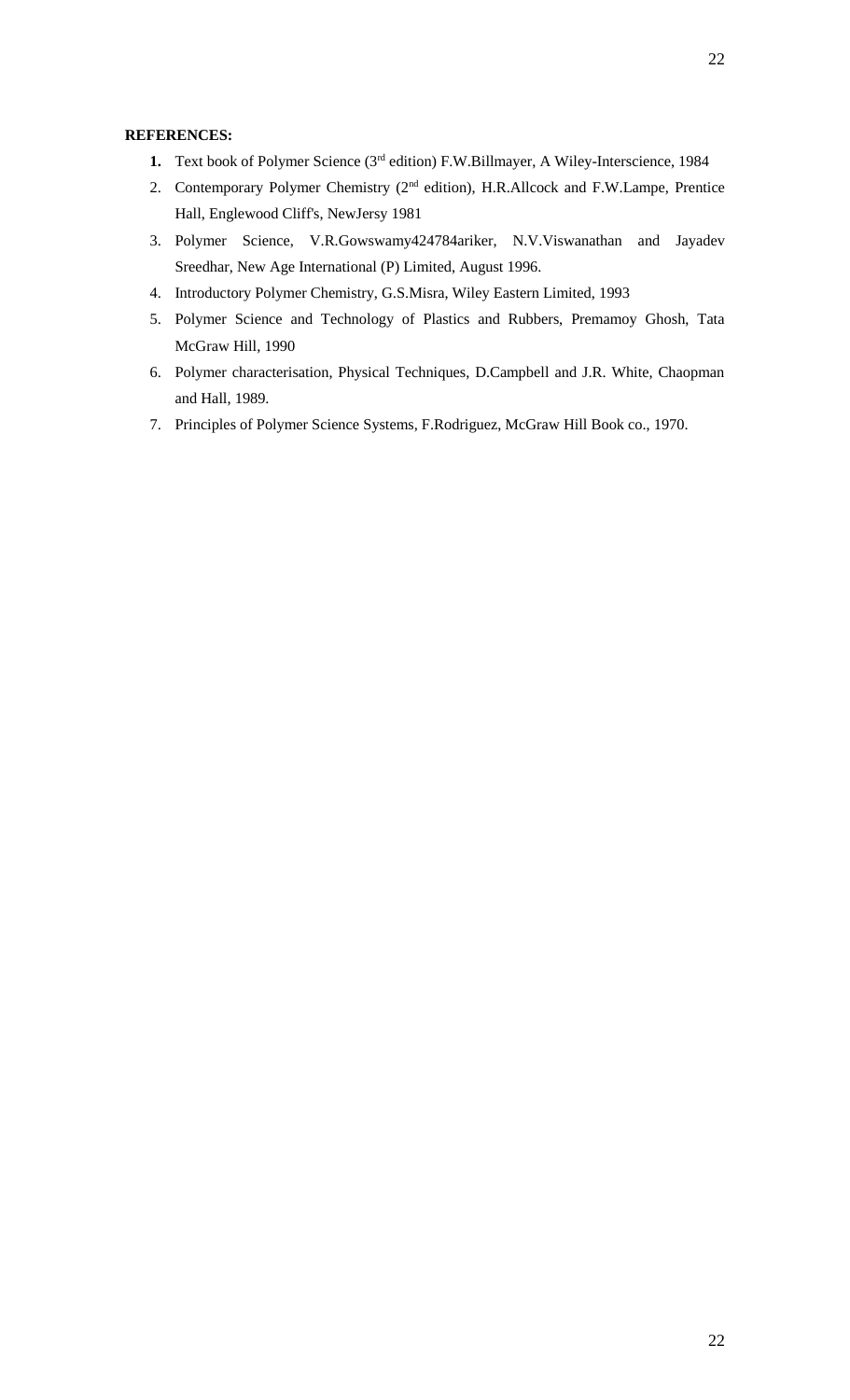**REFERENCES:**

1. Text book of Polymer Science (3rd edition) F.W.Billmayer, A Wiley-Interscience, 1984
2. Contemporary Polymer Chemistry (2nd edition), H.R.Allcock and F.W.Lampe, Prentice Hall, Englewood Cliff's, NewJersy 1981
3. Polymer Science, V.R.Gowswamy424784ariker, N.V.Viswanathan and Jayadev Sreedhar, New Age International (P) Limited, August 1996.
4. Introductory Polymer Chemistry, G.S.Misra, Wiley Eastern Limited, 1993
5. Polymer Science and Technology of Plastics and Rubbers, Premamoy Ghosh, Tata McGraw Hill, 1990
6. Polymer characterisation, Physical Techniques, D.Campbell and J.R. White, Chaopman and Hall, 1989.
7. Principles of Polymer Science Systems, F.Rodriguez, McGraw Hill Book co., 1970.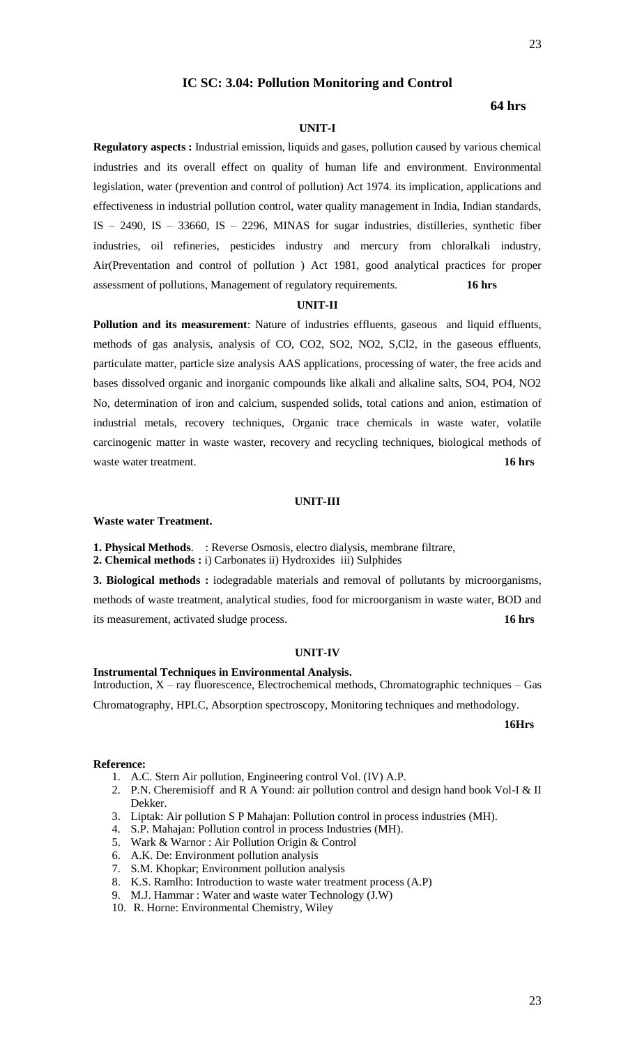## IC SC: 3.04: Pollution Monitoring and Control

**64 hrs**

### UNIT-I

**Regulatory aspects :** Industrial emission, liquids and gases, pollution caused by various chemical industries and its overall effect on quality of human life and environment. Environmental legislation, water (prevention and control of pollution) Act 1974. its implication, applications and effectiveness in industrial pollution control, water quality management in India, Indian standards, IS – 2490, IS – 33660, IS – 2296, MINAS for sugar industries, distilleries, synthetic fiber industries, oil refineries, pesticides industry and mercury from chloralkali industry, Air(Preventation and control of pollution ) Act 1981, good analytical practices for proper assessment of pollutions, Management of regulatory requirements. **16 hrs**

### UNIT-II

**Pollution and its measurement**: Nature of industries effluents, gaseous and liquid effluents, methods of gas analysis, analysis of CO, $CO_2$, $SO_2$, $NO_2$, S,$Cl_2$, in the gaseous effluents, particulate matter, particle size analysis AAS applications, processing of water, the free acids and bases dissolved organic and inorganic compounds like alkali and alkaline salts, $SO_4$, $PO_4$, $NO_2$ No, determination of iron and calcium, suspended solids, total cations and anion, estimation of industrial metals, recovery techniques, Organic trace chemicals in waste water, volatile carcinogenic matter in waste waster, recovery and recycling techniques, biological methods of waste water treatment. **16 hrs**

### UNIT-III

**Waste water Treatment.**

**1. Physical Methods**. : Reverse Osmosis, electro dialysis, membrane filtrare,
**2. Chemical methods :** i) Carbonates ii) Hydroxides iii) Sulphides

**3. Biological methods :** iodegradable materials and removal of pollutants by microorganisms, methods of waste treatment, analytical studies, food for microorganism in waste water, BOD and its measurement, activated sludge process. **16 hrs**

### UNIT-IV

**Instrumental Techniques in Environmental Analysis.**
Introduction, X – ray fluorescence, Electrochemical methods, Chromatographic techniques – Gas Chromatography, HPLC, Absorption spectroscopy, Monitoring techniques and methodology.

**16Hrs**

**Reference:**

1. A.C. Stern Air pollution, Engineering control Vol. (IV) A.P.
2. P.N. Cheremisioff and R A Yound: air pollution control and design hand book Vol-I & II Dekker.
3. Liptak: Air pollution S P Mahajan: Pollution control in process industries (MH).
4. S.P. Mahajan: Pollution control in process Industries (MH).
5. Wark & Warnor : Air Pollution Origin & Control
6. A.K. De: Environment pollution analysis
7. S.M. Khopkar; Environment pollution analysis
8. K.S. Ramlho: Introduction to waste water treatment process (A.P)
9. M.J. Hammar : Water and waste water Technology (J.W)
10. R. Horne: Environmental Chemistry, Wiley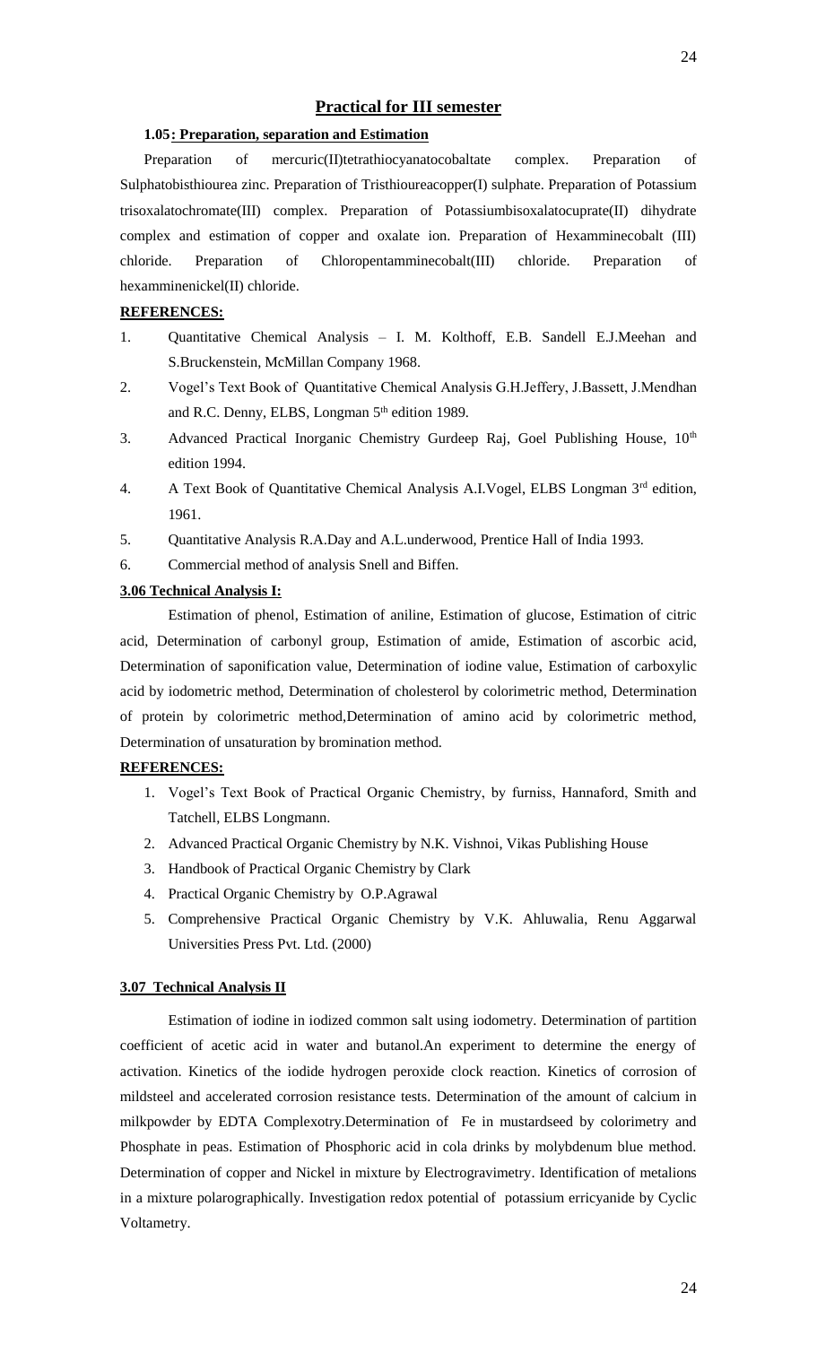## Practical for III semester

### 1.05: Preparation, separation and Estimation

Preparation of mercuric(II)tetrathiocyanatocobaltate complex. Preparation of Sulphatobisthiourea zinc. Preparation of Tristhioureacopper(I) sulphate. Preparation of Potassium trisoxalatochromate(III) complex. Preparation of Potassiumbisoxalatocuprate(II) dihydrate complex and estimation of copper and oxalate ion. Preparation of Hexamminecobalt (III) chloride. Preparation of Chloropentamminecobalt(III) chloride. Preparation of hexamminenickel(II) chloride.

**REFERENCES:**

1. Quantitative Chemical Analysis – I. M. Kolthoff, E.B. Sandell E.J.Meehan and S.Bruckenstein, McMillan Company 1968.
2. Vogel's Text Book of Quantitative Chemical Analysis G.H.Jeffery, J.Bassett, J.Mendhan and R.C. Denny, ELBS, Longman 5th edition 1989.
3. Advanced Practical Inorganic Chemistry Gurdeep Raj, Goel Publishing House, 10th edition 1994.
4. A Text Book of Quantitative Chemical Analysis A.I.Vogel, ELBS Longman 3rd edition, 1961.
5. Quantitative Analysis R.A.Day and A.L.underwood, Prentice Hall of India 1993.
6. Commercial method of analysis Snell and Biffen.

### 3.06 Technical Analysis I:

Estimation of phenol, Estimation of aniline, Estimation of glucose, Estimation of citric acid, Determination of carbonyl group, Estimation of amide, Estimation of ascorbic acid, Determination of saponification value, Determination of iodine value, Estimation of carboxylic acid by iodometric method, Determination of cholesterol by colorimetric method, Determination of protein by colorimetric method,Determination of amino acid by colorimetric method, Determination of unsaturation by bromination method.

**REFERENCES:**

1. Vogel's Text Book of Practical Organic Chemistry, by furniss, Hannaford, Smith and Tatchell, ELBS Longmann.
2. Advanced Practical Organic Chemistry by N.K. Vishnoi, Vikas Publishing House
3. Handbook of Practical Organic Chemistry by Clark
4. Practical Organic Chemistry by O.P.Agrawal
5. Comprehensive Practical Organic Chemistry by V.K. Ahluwalia, Renu Aggarwal Universities Press Pvt. Ltd. (2000)

### 3.07 Technical Analysis II

Estimation of iodine in iodized common salt using iodometry. Determination of partition coefficient of acetic acid in water and butanol.An experiment to determine the energy of activation. Kinetics of the iodide hydrogen peroxide clock reaction. Kinetics of corrosion of mildsteel and accelerated corrosion resistance tests. Determination of the amount of calcium in milkpowder by EDTA Complexotry.Determination of Fe in mustardseed by colorimetry and Phosphate in peas. Estimation of Phosphoric acid in cola drinks by molybdenum blue method. Determination of copper and Nickel in mixture by Electrogravimetry. Identification of metalions in a mixture polarographically. Investigation redox potential of potassium erricyanide by Cyclic Voltametry.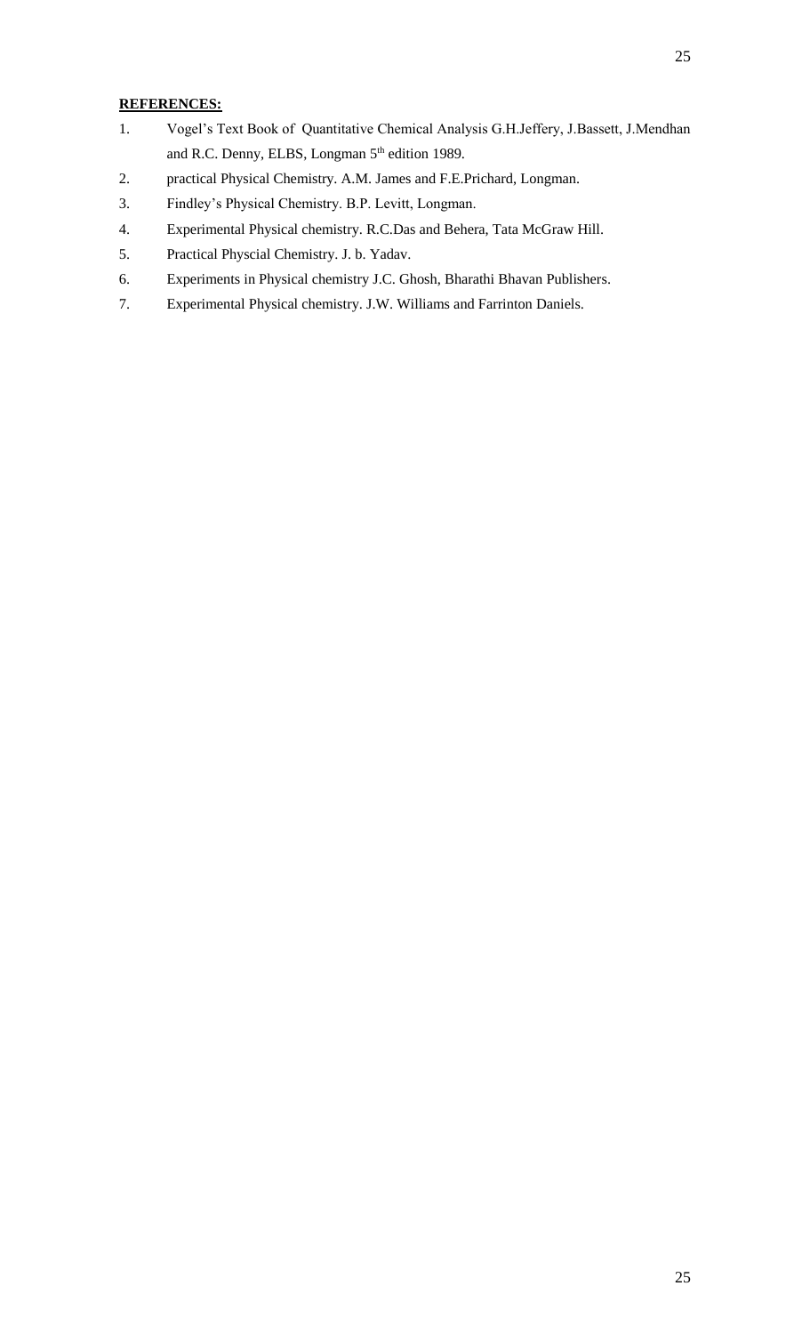**REFERENCES:**

1. Vogel's Text Book of Quantitative Chemical Analysis G.H.Jeffery, J.Bassett, J.Mendhan and R.C. Denny, ELBS, Longman 5th edition 1989.
2. practical Physical Chemistry. A.M. James and F.E.Prichard, Longman.
3. Findley's Physical Chemistry. B.P. Levitt, Longman.
4. Experimental Physical chemistry. R.C.Das and Behera, Tata McGraw Hill.
5. Practical Physcial Chemistry. J. b. Yadav.
6. Experiments in Physical chemistry J.C. Ghosh, Bharathi Bhavan Publishers.
7. Experimental Physical chemistry. J.W. Williams and Farrinton Daniels.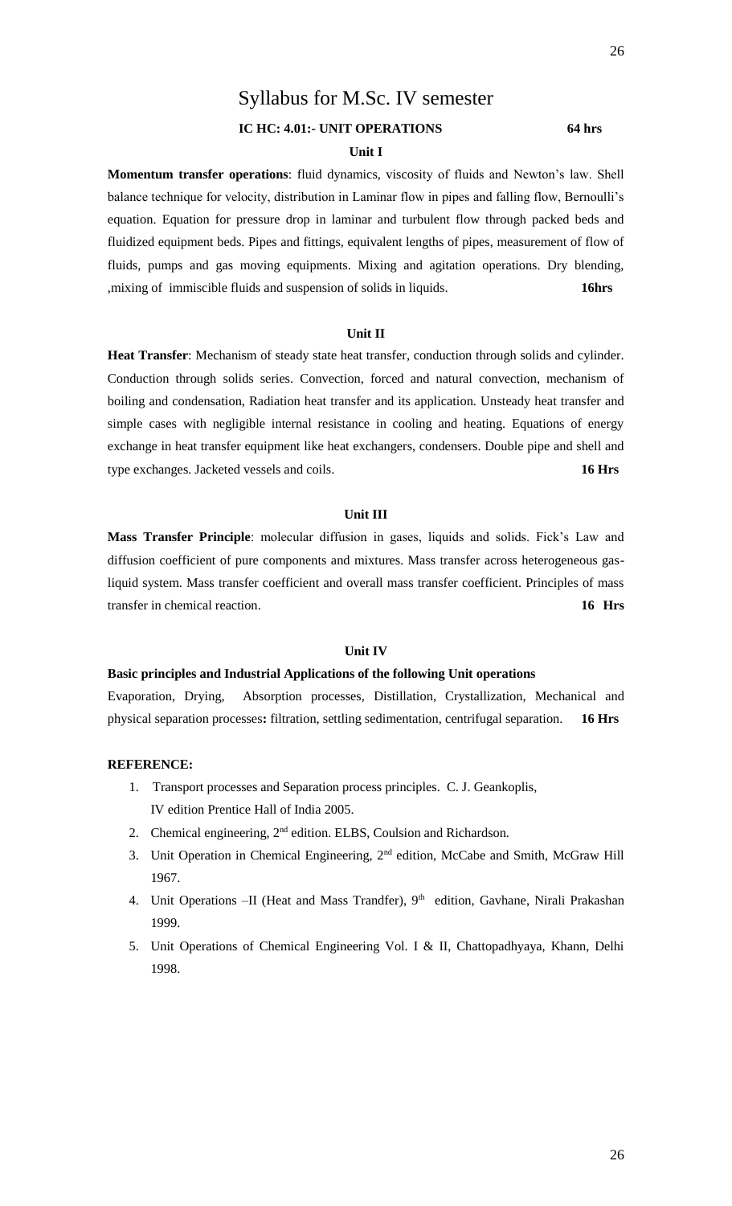# Syllabus for M.Sc. IV semester

## IC HC: 4.01:- UNIT OPERATIONS 64 hrs

### Unit I

**Momentum transfer operations**: fluid dynamics, viscosity of fluids and Newton's law. Shell balance technique for velocity, distribution in Laminar flow in pipes and falling flow, Bernoulli's equation. Equation for pressure drop in laminar and turbulent flow through packed beds and fluidized equipment beds. Pipes and fittings, equivalent lengths of pipes, measurement of flow of fluids, pumps and gas moving equipments. Mixing and agitation operations. Dry blending, ,mixing of immiscible fluids and suspension of solids in liquids. **16hrs**

### Unit II

**Heat Transfer**: Mechanism of steady state heat transfer, conduction through solids and cylinder. Conduction through solids series. Convection, forced and natural convection, mechanism of boiling and condensation, Radiation heat transfer and its application. Unsteady heat transfer and simple cases with negligible internal resistance in cooling and heating. Equations of energy exchange in heat transfer equipment like heat exchangers, condensers. Double pipe and shell and type exchanges. Jacketed vessels and coils. **16 Hrs**

### Unit III

**Mass Transfer Principle**: molecular diffusion in gases, liquids and solids. Fick's Law and diffusion coefficient of pure components and mixtures. Mass transfer across heterogeneous gas-liquid system. Mass transfer coefficient and overall mass transfer coefficient. Principles of mass transfer in chemical reaction. **16 Hrs**

### Unit IV

**Basic principles and Industrial Applications of the following Unit operations**

Evaporation, Drying, Absorption processes, Distillation, Crystallization, Mechanical and physical separation processes**:** filtration, settling sedimentation, centrifugal separation. **16 Hrs**

**REFERENCE:**

1. Transport processes and Separation process principles. C. J. Geankoplis, IV edition Prentice Hall of India 2005.
2. Chemical engineering, 2nd edition. ELBS, Coulsion and Richardson.
3. Unit Operation in Chemical Engineering, 2nd edition, McCabe and Smith, McGraw Hill 1967.
4. Unit Operations –II (Heat and Mass Trandfer), 9th edition, Gavhane, Nirali Prakashan 1999.
5. Unit Operations of Chemical Engineering Vol. I & II, Chattopadhyaya, Khann, Delhi 1998.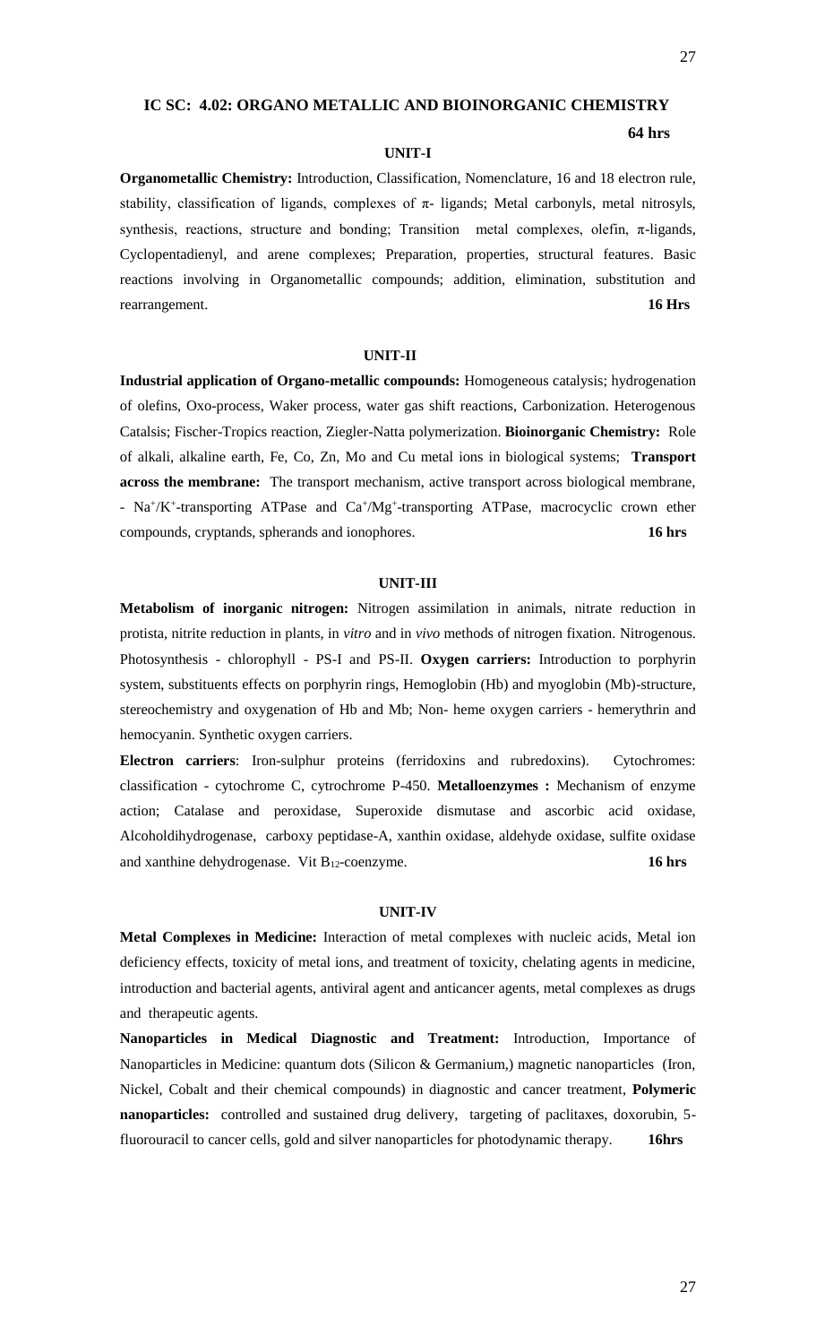## IC SC: 4.02: ORGANO METALLIC AND BIOINORGANIC CHEMISTRY

**64 hrs**

### UNIT-I

**Organometallic Chemistry:** Introduction, Classification, Nomenclature, 16 and 18 electron rule, stability, classification of ligands, complexes of π- ligands; Metal carbonyls, metal nitrosyls, synthesis, reactions, structure and bonding; Transition metal complexes, olefin, π-ligands, Cyclopentadienyl, and arene complexes; Preparation, properties, structural features. Basic reactions involving in Organometallic compounds; addition, elimination, substitution and rearrangement. **16 Hrs**

### UNIT-II

**Industrial application of Organo-metallic compounds:** Homogeneous catalysis; hydrogenation of olefins, Oxo-process, Waker process, water gas shift reactions, Carbonization. Heterogenous Catalsis; Fischer-Tropics reaction, Ziegler-Natta polymerization. **Bioinorganic Chemistry:** Role of alkali, alkaline earth, Fe, Co, Zn, Mo and Cu metal ions in biological systems; **Transport across the membrane:** The transport mechanism, active transport across biological membrane, - $Na^+/K^+$-transporting ATPase and $Ca^+/Mg^+$-transporting ATPase, macrocyclic crown ether compounds, cryptands, spherands and ionophores. **16 hrs**

### UNIT-III

**Metabolism of inorganic nitrogen:** Nitrogen assimilation in animals, nitrate reduction in protista, nitrite reduction in plants, in *vitro* and in *vivo* methods of nitrogen fixation. Nitrogenous. Photosynthesis - chlorophyll - PS-I and PS-II. **Oxygen carriers:** Introduction to porphyrin system, substituents effects on porphyrin rings, Hemoglobin (Hb) and myoglobin (Mb)-structure, stereochemistry and oxygenation of Hb and Mb; Non- heme oxygen carriers - hemerythrin and hemocyanin. Synthetic oxygen carriers.

**Electron carriers**: Iron-sulphur proteins (ferridoxins and rubredoxins). Cytochromes: classification - cytochrome C, cytrochrome P-450. **Metalloenzymes :** Mechanism of enzyme action; Catalase and peroxidase, Superoxide dismutase and ascorbic acid oxidase, Alcoholdihydrogenase, carboxy peptidase-A, xanthin oxidase, aldehyde oxidase, sulfite oxidase and xanthine dehydrogenase. Vit $B_{12}$-coenzyme. **16 hrs**

### UNIT-IV

**Metal Complexes in Medicine:** Interaction of metal complexes with nucleic acids, Metal ion deficiency effects, toxicity of metal ions, and treatment of toxicity, chelating agents in medicine, introduction and bacterial agents, antiviral agent and anticancer agents, metal complexes as drugs and therapeutic agents.

**Nanoparticles in Medical Diagnostic and Treatment:** Introduction, Importance of Nanoparticles in Medicine: quantum dots (Silicon & Germanium,) magnetic nanoparticles (Iron, Nickel, Cobalt and their chemical compounds) in diagnostic and cancer treatment, **Polymeric nanoparticles:** controlled and sustained drug delivery, targeting of paclitaxes, doxorubin, 5-fluorouracil to cancer cells, gold and silver nanoparticles for photodynamic therapy. **16hrs**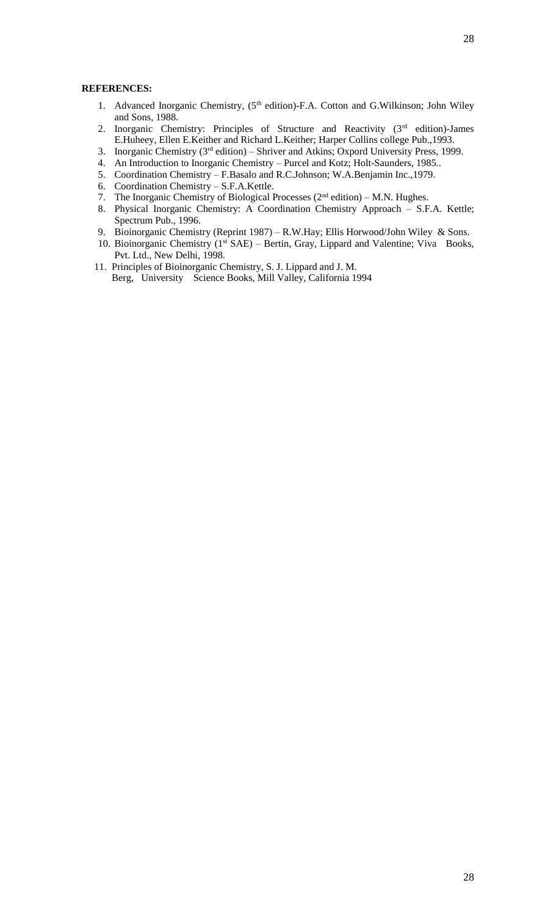**REFERENCES:**

1. Advanced Inorganic Chemistry, (5th edition)-F.A. Cotton and G.Wilkinson; John Wiley and Sons, 1988.
2. Inorganic Chemistry: Principles of Structure and Reactivity (3rd edition)-James E.Huheey, Ellen E.Keither and Richard L.Keither; Harper Collins college Pub.,1993.
3. Inorganic Chemistry (3rd edition) – Shriver and Atkins; Oxpord University Press, 1999.
4. An Introduction to Inorganic Chemistry – Purcel and Kotz; Holt-Saunders, 1985..
5. Coordination Chemistry – F.Basalo and R.C.Johnson; W.A.Benjamin Inc.,1979.
6. Coordination Chemistry – S.F.A.Kettle.
7. The Inorganic Chemistry of Biological Processes (2nd edition) – M.N. Hughes.
8. Physical Inorganic Chemistry: A Coordination Chemistry Approach – S.F.A. Kettle; Spectrum Pub., 1996.
9. Bioinorganic Chemistry (Reprint 1987) – R.W.Hay; Ellis Horwood/John Wiley & Sons.
10. Bioinorganic Chemistry (1st SAE) – Bertin, Gray, Lippard and Valentine; Viva Books, Pvt. Ltd., New Delhi, 1998.
11. Principles of Bioinorganic Chemistry, S. J. Lippard and J. M. Berg, University Science Books, Mill Valley, California 1994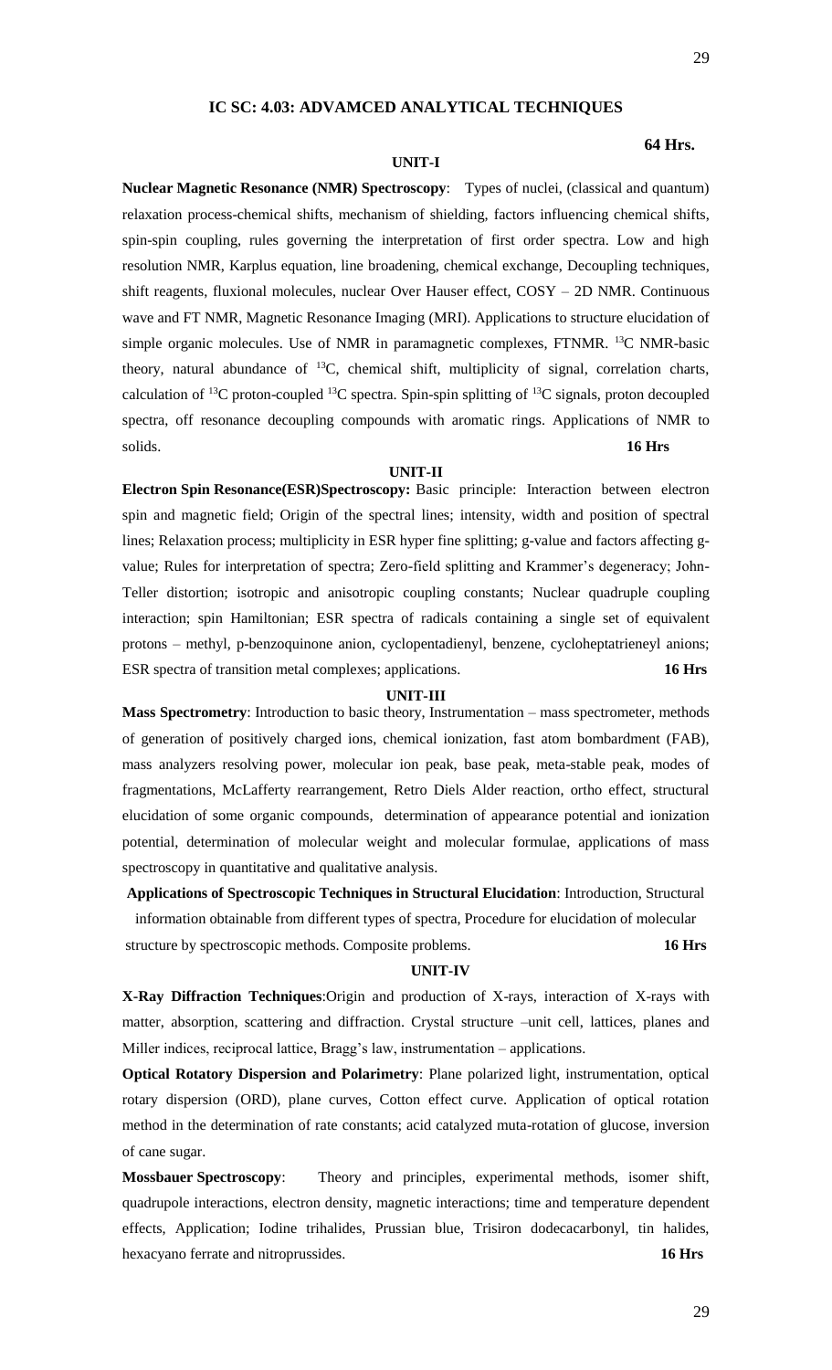## IC SC: 4.03: ADVAMCED ANALYTICAL TECHNIQUES

**64 Hrs.**

### UNIT-I

**Nuclear Magnetic Resonance (NMR) Spectroscopy**: Types of nuclei, (classical and quantum) relaxation process-chemical shifts, mechanism of shielding, factors influencing chemical shifts, spin-spin coupling, rules governing the interpretation of first order spectra. Low and high resolution NMR, Karplus equation, line broadening, chemical exchange, Decoupling techniques, shift reagents, fluxional molecules, nuclear Over Hauser effect, COSY – 2D NMR. Continuous wave and FT NMR, Magnetic Resonance Imaging (MRI). Applications to structure elucidation of simple organic molecules. Use of NMR in paramagnetic complexes, FTNMR. $^{13}C$ NMR-basic theory, natural abundance of $^{13}C$, chemical shift, multiplicity of signal, correlation charts, calculation of $^{13}C$ proton-coupled $^{13}C$ spectra. Spin-spin splitting of $^{13}C$ signals, proton decoupled spectra, off resonance decoupling compounds with aromatic rings. Applications of NMR to solids. **16 Hrs**

### UNIT-II

**Electron Spin Resonance(ESR)Spectroscopy:** Basic principle: Interaction between electron spin and magnetic field; Origin of the spectral lines; intensity, width and position of spectral lines; Relaxation process; multiplicity in ESR hyper fine splitting; g-value and factors affecting g-value; Rules for interpretation of spectra; Zero-field splitting and Krammer's degeneracy; John-Teller distortion; isotropic and anisotropic coupling constants; Nuclear quadruple coupling interaction; spin Hamiltonian; ESR spectra of radicals containing a single set of equivalent protons – methyl, p-benzoquinone anion, cyclopentadienyl, benzene, cycloheptatrieneyl anions; ESR spectra of transition metal complexes; applications. **16 Hrs**

### UNIT-III

**Mass Spectrometry**: Introduction to basic theory, Instrumentation – mass spectrometer, methods of generation of positively charged ions, chemical ionization, fast atom bombardment (FAB), mass analyzers resolving power, molecular ion peak, base peak, meta-stable peak, modes of fragmentations, McLafferty rearrangement, Retro Diels Alder reaction, ortho effect, structural elucidation of some organic compounds, determination of appearance potential and ionization potential, determination of molecular weight and molecular formulae, applications of mass spectroscopy in quantitative and qualitative analysis.

**Applications of Spectroscopic Techniques in Structural Elucidation**: Introduction, Structural information obtainable from different types of spectra, Procedure for elucidation of molecular structure by spectroscopic methods. Composite problems. **16 Hrs**

### UNIT-IV

**X-Ray Diffraction Techniques**:Origin and production of X-rays, interaction of X-rays with matter, absorption, scattering and diffraction. Crystal structure –unit cell, lattices, planes and Miller indices, reciprocal lattice, Bragg's law, instrumentation – applications.

**Optical Rotatory Dispersion and Polarimetry**: Plane polarized light, instrumentation, optical rotary dispersion (ORD), plane curves, Cotton effect curve. Application of optical rotation method in the determination of rate constants; acid catalyzed muta-rotation of glucose, inversion of cane sugar.

**Mossbauer Spectroscopy**: Theory and principles, experimental methods, isomer shift, quadrupole interactions, electron density, magnetic interactions; time and temperature dependent effects, Application; Iodine trihalides, Prussian blue, Trisiron dodecacarbonyl, tin halides, hexacyano ferrate and nitroprussides. **16 Hrs**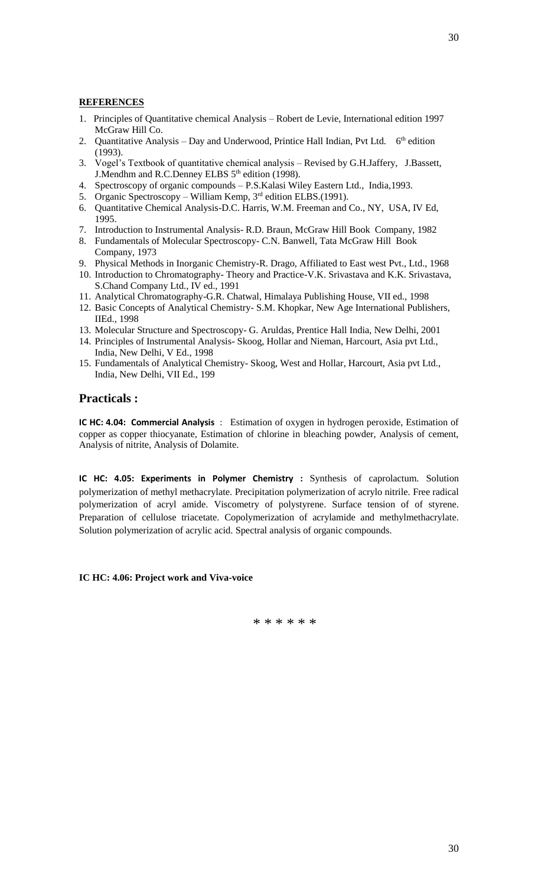**REFERENCES**

1. Principles of Quantitative chemical Analysis – Robert de Levie, International edition 1997 McGraw Hill Co.
2. Quantitative Analysis – Day and Underwood, Printice Hall Indian, Pvt Ltd. 6th edition (1993).
3. Vogel's Textbook of quantitative chemical analysis – Revised by G.H.Jaffery, J.Bassett, J.Mendhm and R.C.Denney ELBS 5th edition (1998).
4. Spectroscopy of organic compounds – P.S.Kalasi Wiley Eastern Ltd., India,1993.
5. Organic Spectroscopy – William Kemp, 3rd edition ELBS.(1991).
6. Quantitative Chemical Analysis-D.C. Harris, W.M. Freeman and Co., NY, USA, IV Ed, 1995.
7. Introduction to Instrumental Analysis- R.D. Braun, McGraw Hill Book Company, 1982
8. Fundamentals of Molecular Spectroscopy- C.N. Banwell, Tata McGraw Hill Book Company, 1973
9. Physical Methods in Inorganic Chemistry-R. Drago, Affiliated to East west Pvt., Ltd., 1968
10. Introduction to Chromatography- Theory and Practice-V.K. Srivastava and K.K. Srivastava, S.Chand Company Ltd., IV ed., 1991
11. Analytical Chromatography-G.R. Chatwal, Himalaya Publishing House, VII ed., 1998
12. Basic Concepts of Analytical Chemistry- S.M. Khopkar, New Age International Publishers, IIEd., 1998
13. Molecular Structure and Spectroscopy- G. Aruldas, Prentice Hall India, New Delhi, 2001
14. Principles of Instrumental Analysis- Skoog, Hollar and Nieman, Harcourt, Asia pvt Ltd., India, New Delhi, V Ed., 1998
15. Fundamentals of Analytical Chemistry- Skoog, West and Hollar, Harcourt, Asia pvt Ltd., India, New Delhi, VII Ed., 199

## Practicals :

**IC HC: 4.04: Commercial Analysis** : Estimation of oxygen in hydrogen peroxide, Estimation of copper as copper thiocyanate, Estimation of chlorine in bleaching powder, Analysis of cement, Analysis of nitrite, Analysis of Dolamite.

**IC HC: 4.05: Experiments in Polymer Chemistry :** Synthesis of caprolactum. Solution polymerization of methyl methacrylate. Precipitation polymerization of acrylo nitrile. Free radical polymerization of acryl amide. Viscometry of polystyrene. Surface tension of of styrene. Preparation of cellulose triacetate. Copolymerization of acrylamide and methylmethacrylate. Solution polymerization of acrylic acid. Spectral analysis of organic compounds.

**IC HC: 4.06: Project work and Viva-voice**

\* \* \* \* \* \*